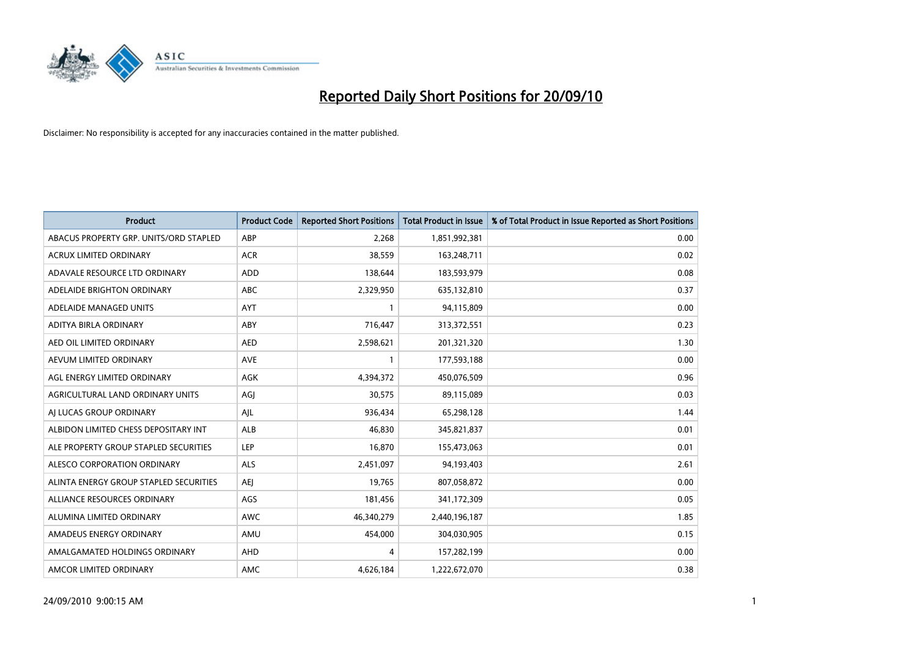# Reported Daily Short Positions for 20/09/10

Disclaimer: No responsibility is accepted for any inaccuracies contained in the matter published.

| Product | Product Code | Reported Short Positions | Total Product in Issue | % of Total Product in Issue Reported as Short Positions |
|---|---|---|---|---|
| ABACUS PROPERTY GRP. UNITS/ORD STAPLED | ABP | 2,268 | 1,851,992,381 | 0.00 |
| ACRUX LIMITED ORDINARY | ACR | 38,559 | 163,248,711 | 0.02 |
| ADAVALE RESOURCE LTD ORDINARY | ADD | 138,644 | 183,593,979 | 0.08 |
| ADELAIDE BRIGHTON ORDINARY | ABC | 2,329,950 | 635,132,810 | 0.37 |
| ADELAIDE MANAGED UNITS | AYT | 1 | 94,115,809 | 0.00 |
| ADITYA BIRLA ORDINARY | ABY | 716,447 | 313,372,551 | 0.23 |
| AED OIL LIMITED ORDINARY | AED | 2,598,621 | 201,321,320 | 1.30 |
| AEVUM LIMITED ORDINARY | AVE | 1 | 177,593,188 | 0.00 |
| AGL ENERGY LIMITED ORDINARY | AGK | 4,394,372 | 450,076,509 | 0.96 |
| AGRICULTURAL LAND ORDINARY UNITS | AGJ | 30,575 | 89,115,089 | 0.03 |
| AJ LUCAS GROUP ORDINARY | AJL | 936,434 | 65,298,128 | 1.44 |
| ALBIDON LIMITED CHESS DEPOSITARY INT | ALB | 46,830 | 345,821,837 | 0.01 |
| ALE PROPERTY GROUP STAPLED SECURITIES | LEP | 16,870 | 155,473,063 | 0.01 |
| ALESCO CORPORATION ORDINARY | ALS | 2,451,097 | 94,193,403 | 2.61 |
| ALINTA ENERGY GROUP STAPLED SECURITIES | AEJ | 19,765 | 807,058,872 | 0.00 |
| ALLIANCE RESOURCES ORDINARY | AGS | 181,456 | 341,172,309 | 0.05 |
| ALUMINA LIMITED ORDINARY | AWC | 46,340,279 | 2,440,196,187 | 1.85 |
| AMADEUS ENERGY ORDINARY | AMU | 454,000 | 304,030,905 | 0.15 |
| AMALGAMATED HOLDINGS ORDINARY | AHD | 4 | 157,282,199 | 0.00 |
| AMCOR LIMITED ORDINARY | AMC | 4,626,184 | 1,222,672,070 | 0.38 |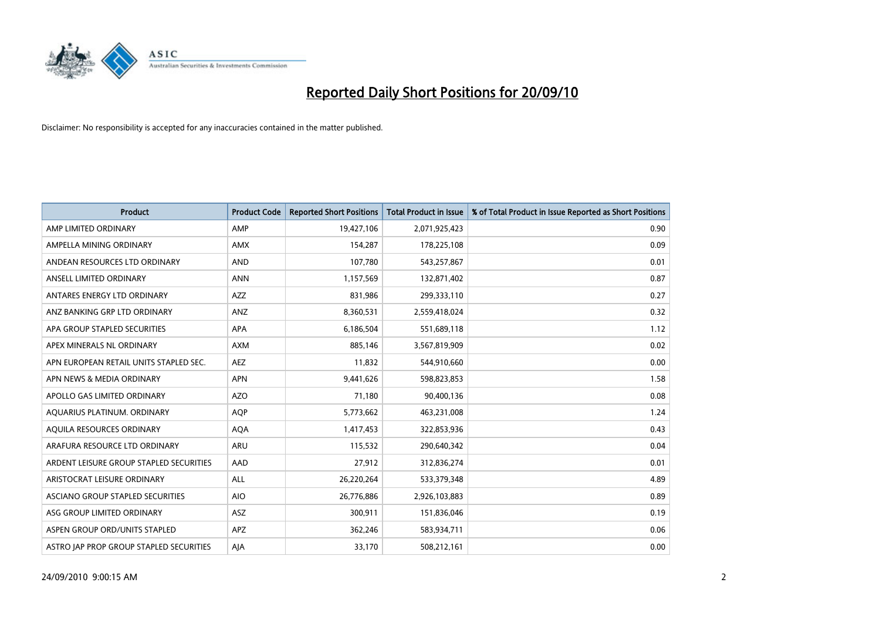# Reported Daily Short Positions for 20/09/10

Disclaimer: No responsibility is accepted for any inaccuracies contained in the matter published.

| Product | Product Code | Reported Short Positions | Total Product in Issue | % of Total Product in Issue Reported as Short Positions |
|---|---|---|---|---|
| AMP LIMITED ORDINARY | AMP | 19,427,106 | 2,071,925,423 | 0.90 |
| AMPELLA MINING ORDINARY | AMX | 154,287 | 178,225,108 | 0.09 |
| ANDEAN RESOURCES LTD ORDINARY | AND | 107,780 | 543,257,867 | 0.01 |
| ANSELL LIMITED ORDINARY | ANN | 1,157,569 | 132,871,402 | 0.87 |
| ANTARES ENERGY LTD ORDINARY | AZZ | 831,986 | 299,333,110 | 0.27 |
| ANZ BANKING GRP LTD ORDINARY | ANZ | 8,360,531 | 2,559,418,024 | 0.32 |
| APA GROUP STAPLED SECURITIES | APA | 6,186,504 | 551,689,118 | 1.12 |
| APEX MINERALS NL ORDINARY | AXM | 885,146 | 3,567,819,909 | 0.02 |
| APN EUROPEAN RETAIL UNITS STAPLED SEC. | AEZ | 11,832 | 544,910,660 | 0.00 |
| APN NEWS & MEDIA ORDINARY | APN | 9,441,626 | 598,823,853 | 1.58 |
| APOLLO GAS LIMITED ORDINARY | AZO | 71,180 | 90,400,136 | 0.08 |
| AQUARIUS PLATINUM. ORDINARY | AQP | 5,773,662 | 463,231,008 | 1.24 |
| AQUILA RESOURCES ORDINARY | AQA | 1,417,453 | 322,853,936 | 0.43 |
| ARAFURA RESOURCE LTD ORDINARY | ARU | 115,532 | 290,640,342 | 0.04 |
| ARDENT LEISURE GROUP STAPLED SECURITIES | AAD | 27,912 | 312,836,274 | 0.01 |
| ARISTOCRAT LEISURE ORDINARY | ALL | 26,220,264 | 533,379,348 | 4.89 |
| ASCIANO GROUP STAPLED SECURITIES | AIO | 26,776,886 | 2,926,103,883 | 0.89 |
| ASG GROUP LIMITED ORDINARY | ASZ | 300,911 | 151,836,046 | 0.19 |
| ASPEN GROUP ORD/UNITS STAPLED | APZ | 362,246 | 583,934,711 | 0.06 |
| ASTRO JAP PROP GROUP STAPLED SECURITIES | AJA | 33,170 | 508,212,161 | 0.00 |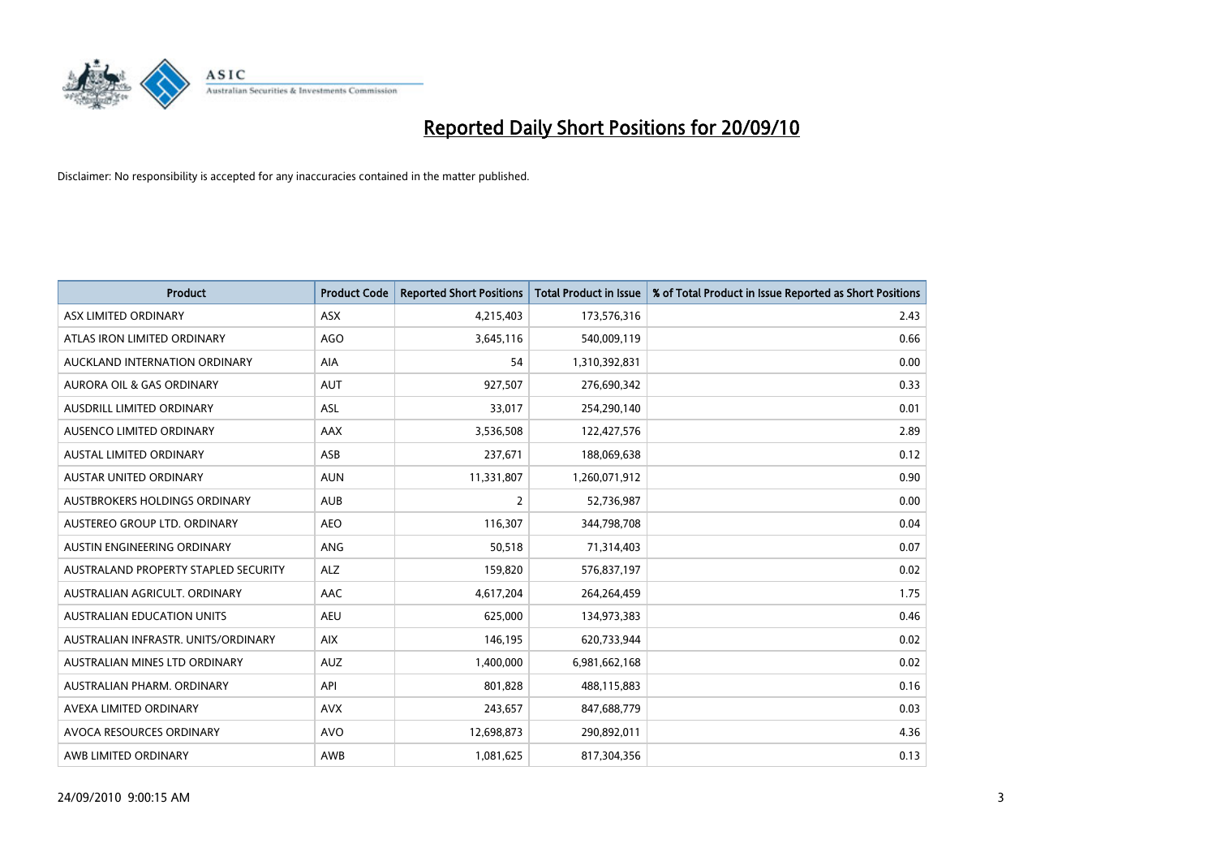# Reported Daily Short Positions for 20/09/10

Disclaimer: No responsibility is accepted for any inaccuracies contained in the matter published.

| Product | Product Code | Reported Short Positions | Total Product in Issue | % of Total Product in Issue Reported as Short Positions |
|---|---|---|---|---|
| ASX LIMITED ORDINARY | ASX | 4,215,403 | 173,576,316 | 2.43 |
| ATLAS IRON LIMITED ORDINARY | AGO | 3,645,116 | 540,009,119 | 0.66 |
| AUCKLAND INTERNATION ORDINARY | AIA | 54 | 1,310,392,831 | 0.00 |
| AURORA OIL & GAS ORDINARY | AUT | 927,507 | 276,690,342 | 0.33 |
| AUSDRILL LIMITED ORDINARY | ASL | 33,017 | 254,290,140 | 0.01 |
| AUSENCO LIMITED ORDINARY | AAX | 3,536,508 | 122,427,576 | 2.89 |
| AUSTAL LIMITED ORDINARY | ASB | 237,671 | 188,069,638 | 0.12 |
| AUSTAR UNITED ORDINARY | AUN | 11,331,807 | 1,260,071,912 | 0.90 |
| AUSTBROKERS HOLDINGS ORDINARY | AUB | 2 | 52,736,987 | 0.00 |
| AUSTEREO GROUP LTD. ORDINARY | AEO | 116,307 | 344,798,708 | 0.04 |
| AUSTIN ENGINEERING ORDINARY | ANG | 50,518 | 71,314,403 | 0.07 |
| AUSTRALAND PROPERTY STAPLED SECURITY | ALZ | 159,820 | 576,837,197 | 0.02 |
| AUSTRALIAN AGRICULT. ORDINARY | AAC | 4,617,204 | 264,264,459 | 1.75 |
| AUSTRALIAN EDUCATION UNITS | AEU | 625,000 | 134,973,383 | 0.46 |
| AUSTRALIAN INFRASTR. UNITS/ORDINARY | AIX | 146,195 | 620,733,944 | 0.02 |
| AUSTRALIAN MINES LTD ORDINARY | AUZ | 1,400,000 | 6,981,662,168 | 0.02 |
| AUSTRALIAN PHARM. ORDINARY | API | 801,828 | 488,115,883 | 0.16 |
| AVEXA LIMITED ORDINARY | AVX | 243,657 | 847,688,779 | 0.03 |
| AVOCA RESOURCES ORDINARY | AVO | 12,698,873 | 290,892,011 | 4.36 |
| AWB LIMITED ORDINARY | AWB | 1,081,625 | 817,304,356 | 0.13 |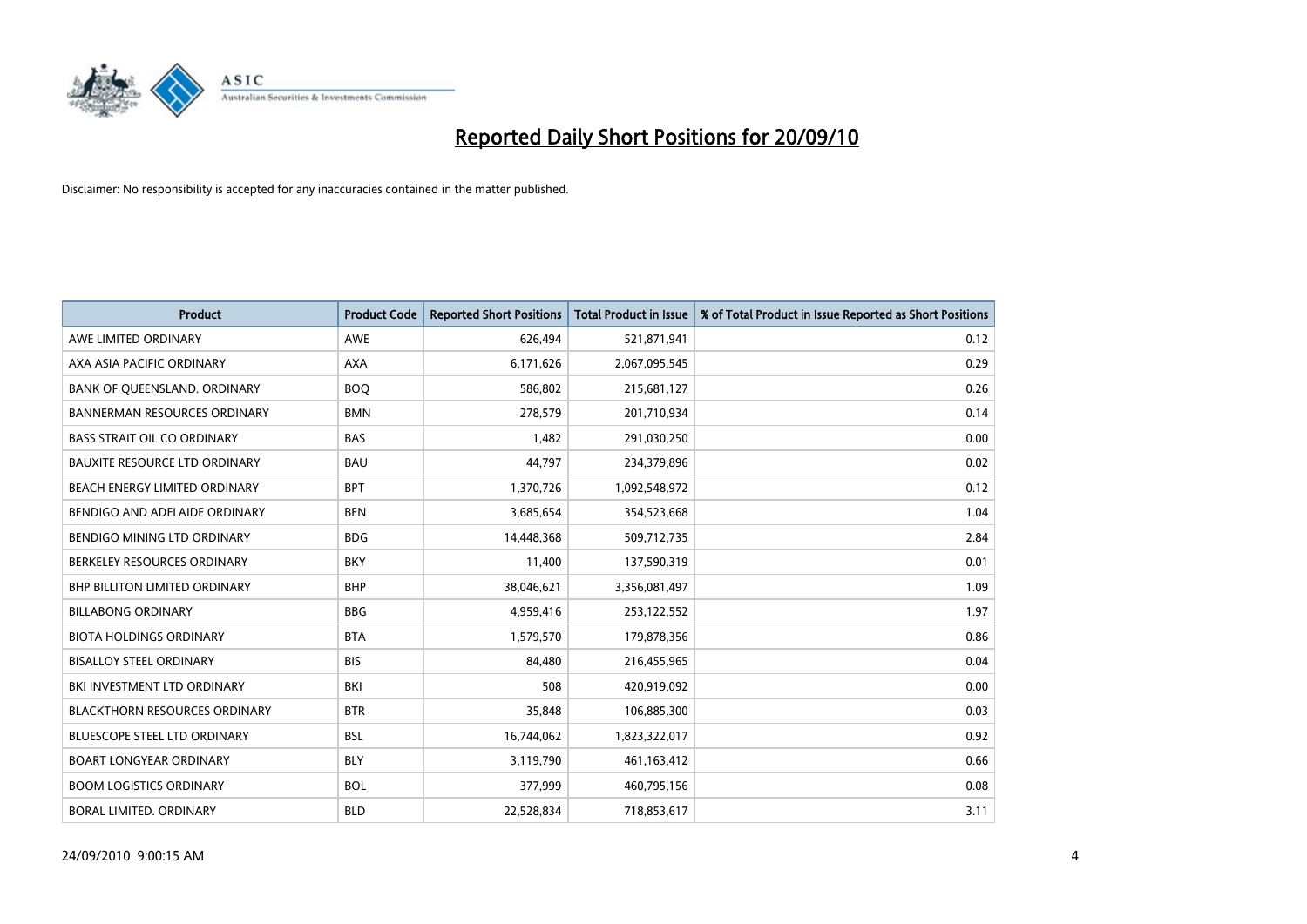# Reported Daily Short Positions for 20/09/10

Disclaimer: No responsibility is accepted for any inaccuracies contained in the matter published.

| Product | Product Code | Reported Short Positions | Total Product in Issue | % of Total Product in Issue Reported as Short Positions |
|---|---|---|---|---|
| AWE LIMITED ORDINARY | AWE | 626,494 | 521,871,941 | 0.12 |
| AXA ASIA PACIFIC ORDINARY | AXA | 6,171,626 | 2,067,095,545 | 0.29 |
| BANK OF QUEENSLAND. ORDINARY | BOQ | 586,802 | 215,681,127 | 0.26 |
| BANNERMAN RESOURCES ORDINARY | BMN | 278,579 | 201,710,934 | 0.14 |
| BASS STRAIT OIL CO ORDINARY | BAS | 1,482 | 291,030,250 | 0.00 |
| BAUXITE RESOURCE LTD ORDINARY | BAU | 44,797 | 234,379,896 | 0.02 |
| BEACH ENERGY LIMITED ORDINARY | BPT | 1,370,726 | 1,092,548,972 | 0.12 |
| BENDIGO AND ADELAIDE ORDINARY | BEN | 3,685,654 | 354,523,668 | 1.04 |
| BENDIGO MINING LTD ORDINARY | BDG | 14,448,368 | 509,712,735 | 2.84 |
| BERKELEY RESOURCES ORDINARY | BKY | 11,400 | 137,590,319 | 0.01 |
| BHP BILLITON LIMITED ORDINARY | BHP | 38,046,621 | 3,356,081,497 | 1.09 |
| BILLABONG ORDINARY | BBG | 4,959,416 | 253,122,552 | 1.97 |
| BIOTA HOLDINGS ORDINARY | BTA | 1,579,570 | 179,878,356 | 0.86 |
| BISALLOY STEEL ORDINARY | BIS | 84,480 | 216,455,965 | 0.04 |
| BKI INVESTMENT LTD ORDINARY | BKI | 508 | 420,919,092 | 0.00 |
| BLACKTHORN RESOURCES ORDINARY | BTR | 35,848 | 106,885,300 | 0.03 |
| BLUESCOPE STEEL LTD ORDINARY | BSL | 16,744,062 | 1,823,322,017 | 0.92 |
| BOART LONGYEAR ORDINARY | BLY | 3,119,790 | 461,163,412 | 0.66 |
| BOOM LOGISTICS ORDINARY | BOL | 377,999 | 460,795,156 | 0.08 |
| BORAL LIMITED. ORDINARY | BLD | 22,528,834 | 718,853,617 | 3.11 |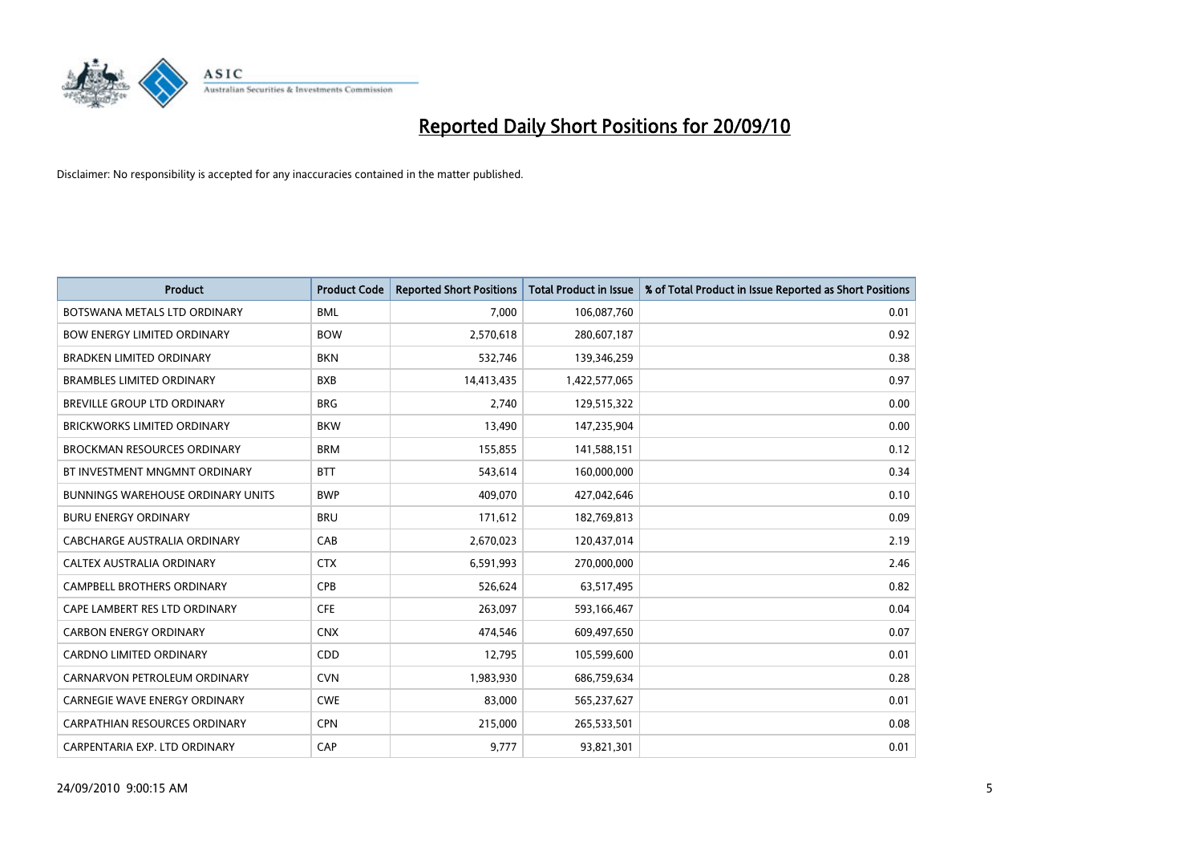# Reported Daily Short Positions for 20/09/10

Disclaimer: No responsibility is accepted for any inaccuracies contained in the matter published.

| Product | Product Code | Reported Short Positions | Total Product in Issue | % of Total Product in Issue Reported as Short Positions |
|---|---|---|---|---|
| BOTSWANA METALS LTD ORDINARY | BML | 7,000 | 106,087,760 | 0.01 |
| BOW ENERGY LIMITED ORDINARY | BOW | 2,570,618 | 280,607,187 | 0.92 |
| BRADKEN LIMITED ORDINARY | BKN | 532,746 | 139,346,259 | 0.38 |
| BRAMBLES LIMITED ORDINARY | BXB | 14,413,435 | 1,422,577,065 | 0.97 |
| BREVILLE GROUP LTD ORDINARY | BRG | 2,740 | 129,515,322 | 0.00 |
| BRICKWORKS LIMITED ORDINARY | BKW | 13,490 | 147,235,904 | 0.00 |
| BROCKMAN RESOURCES ORDINARY | BRM | 155,855 | 141,588,151 | 0.12 |
| BT INVESTMENT MNGMNT ORDINARY | BTT | 543,614 | 160,000,000 | 0.34 |
| BUNNINGS WAREHOUSE ORDINARY UNITS | BWP | 409,070 | 427,042,646 | 0.10 |
| BURU ENERGY ORDINARY | BRU | 171,612 | 182,769,813 | 0.09 |
| CABCHARGE AUSTRALIA ORDINARY | CAB | 2,670,023 | 120,437,014 | 2.19 |
| CALTEX AUSTRALIA ORDINARY | CTX | 6,591,993 | 270,000,000 | 2.46 |
| CAMPBELL BROTHERS ORDINARY | CPB | 526,624 | 63,517,495 | 0.82 |
| CAPE LAMBERT RES LTD ORDINARY | CFE | 263,097 | 593,166,467 | 0.04 |
| CARBON ENERGY ORDINARY | CNX | 474,546 | 609,497,650 | 0.07 |
| CARDNO LIMITED ORDINARY | CDD | 12,795 | 105,599,600 | 0.01 |
| CARNARVON PETROLEUM ORDINARY | CVN | 1,983,930 | 686,759,634 | 0.28 |
| CARNEGIE WAVE ENERGY ORDINARY | CWE | 83,000 | 565,237,627 | 0.01 |
| CARPATHIAN RESOURCES ORDINARY | CPN | 215,000 | 265,533,501 | 0.08 |
| CARPENTARIA EXP. LTD ORDINARY | CAP | 9,777 | 93,821,301 | 0.01 |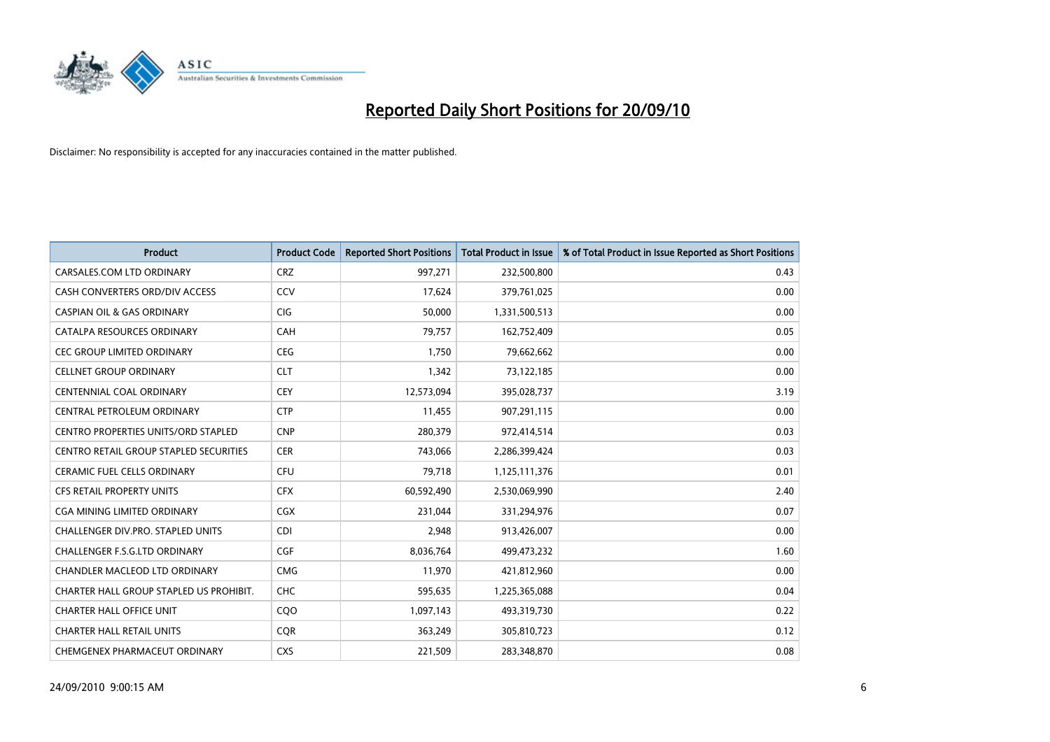# Reported Daily Short Positions for 20/09/10

Disclaimer: No responsibility is accepted for any inaccuracies contained in the matter published.

| Product | Product Code | Reported Short Positions | Total Product in Issue | % of Total Product in Issue Reported as Short Positions |
|---|---|---|---|---|
| CARSALES.COM LTD ORDINARY | CRZ | 997,271 | 232,500,800 | 0.43 |
| CASH CONVERTERS ORD/DIV ACCESS | CCV | 17,624 | 379,761,025 | 0.00 |
| CASPIAN OIL & GAS ORDINARY | CIG | 50,000 | 1,331,500,513 | 0.00 |
| CATALPA RESOURCES ORDINARY | CAH | 79,757 | 162,752,409 | 0.05 |
| CEC GROUP LIMITED ORDINARY | CEG | 1,750 | 79,662,662 | 0.00 |
| CELLNET GROUP ORDINARY | CLT | 1,342 | 73,122,185 | 0.00 |
| CENTENNIAL COAL ORDINARY | CEY | 12,573,094 | 395,028,737 | 3.19 |
| CENTRAL PETROLEUM ORDINARY | CTP | 11,455 | 907,291,115 | 0.00 |
| CENTRO PROPERTIES UNITS/ORD STAPLED | CNP | 280,379 | 972,414,514 | 0.03 |
| CENTRO RETAIL GROUP STAPLED SECURITIES | CER | 743,066 | 2,286,399,424 | 0.03 |
| CERAMIC FUEL CELLS ORDINARY | CFU | 79,718 | 1,125,111,376 | 0.01 |
| CFS RETAIL PROPERTY UNITS | CFX | 60,592,490 | 2,530,069,990 | 2.40 |
| CGA MINING LIMITED ORDINARY | CGX | 231,044 | 331,294,976 | 0.07 |
| CHALLENGER DIV.PRO. STAPLED UNITS | CDI | 2,948 | 913,426,007 | 0.00 |
| CHALLENGER F.S.G.LTD ORDINARY | CGF | 8,036,764 | 499,473,232 | 1.60 |
| CHANDLER MACLEOD LTD ORDINARY | CMG | 11,970 | 421,812,960 | 0.00 |
| CHARTER HALL GROUP STAPLED US PROHIBIT. | CHC | 595,635 | 1,225,365,088 | 0.04 |
| CHARTER HALL OFFICE UNIT | CQO | 1,097,143 | 493,319,730 | 0.22 |
| CHARTER HALL RETAIL UNITS | CQR | 363,249 | 305,810,723 | 0.12 |
| CHEMGENEX PHARMACEUT ORDINARY | CXS | 221,509 | 283,348,870 | 0.08 |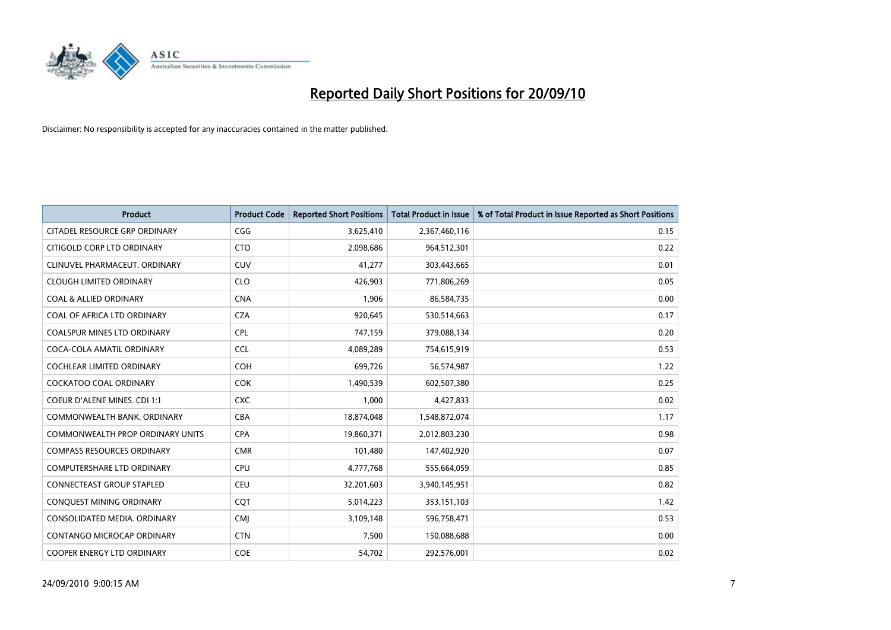# Reported Daily Short Positions for 20/09/10

Disclaimer: No responsibility is accepted for any inaccuracies contained in the matter published.

| Product | Product Code | Reported Short Positions | Total Product in Issue | % of Total Product in Issue Reported as Short Positions |
|---|---|---|---|---|
| CITADEL RESOURCE GRP ORDINARY | CGG | 3,625,410 | 2,367,460,116 | 0.15 |
| CITIGOLD CORP LTD ORDINARY | CTO | 2,098,686 | 964,512,301 | 0.22 |
| CLINUVEL PHARMACEUT. ORDINARY | CUV | 41,277 | 303,443,665 | 0.01 |
| CLOUGH LIMITED ORDINARY | CLO | 426,903 | 771,806,269 | 0.05 |
| COAL & ALLIED ORDINARY | CNA | 1,906 | 86,584,735 | 0.00 |
| COAL OF AFRICA LTD ORDINARY | CZA | 920,645 | 530,514,663 | 0.17 |
| COALSPUR MINES LTD ORDINARY | CPL | 747,159 | 379,088,134 | 0.20 |
| COCA-COLA AMATIL ORDINARY | CCL | 4,089,289 | 754,615,919 | 0.53 |
| COCHLEAR LIMITED ORDINARY | COH | 699,726 | 56,574,987 | 1.22 |
| COCKATOO COAL ORDINARY | COK | 1,490,539 | 602,507,380 | 0.25 |
| COEUR D'ALENE MINES. CDI 1:1 | CXC | 1,000 | 4,427,833 | 0.02 |
| COMMONWEALTH BANK. ORDINARY | CBA | 18,874,048 | 1,548,872,074 | 1.17 |
| COMMONWEALTH PROP ORDINARY UNITS | CPA | 19,860,371 | 2,012,803,230 | 0.98 |
| COMPASS RESOURCES ORDINARY | CMR | 101,480 | 147,402,920 | 0.07 |
| COMPUTERSHARE LTD ORDINARY | CPU | 4,777,768 | 555,664,059 | 0.85 |
| CONNECTEAST GROUP STAPLED | CEU | 32,201,603 | 3,940,145,951 | 0.82 |
| CONQUEST MINING ORDINARY | CQT | 5,014,223 | 353,151,103 | 1.42 |
| CONSOLIDATED MEDIA. ORDINARY | CMJ | 3,109,148 | 596,758,471 | 0.53 |
| CONTANGO MICROCAP ORDINARY | CTN | 7,500 | 150,088,688 | 0.00 |
| COOPER ENERGY LTD ORDINARY | COE | 54,702 | 292,576,001 | 0.02 |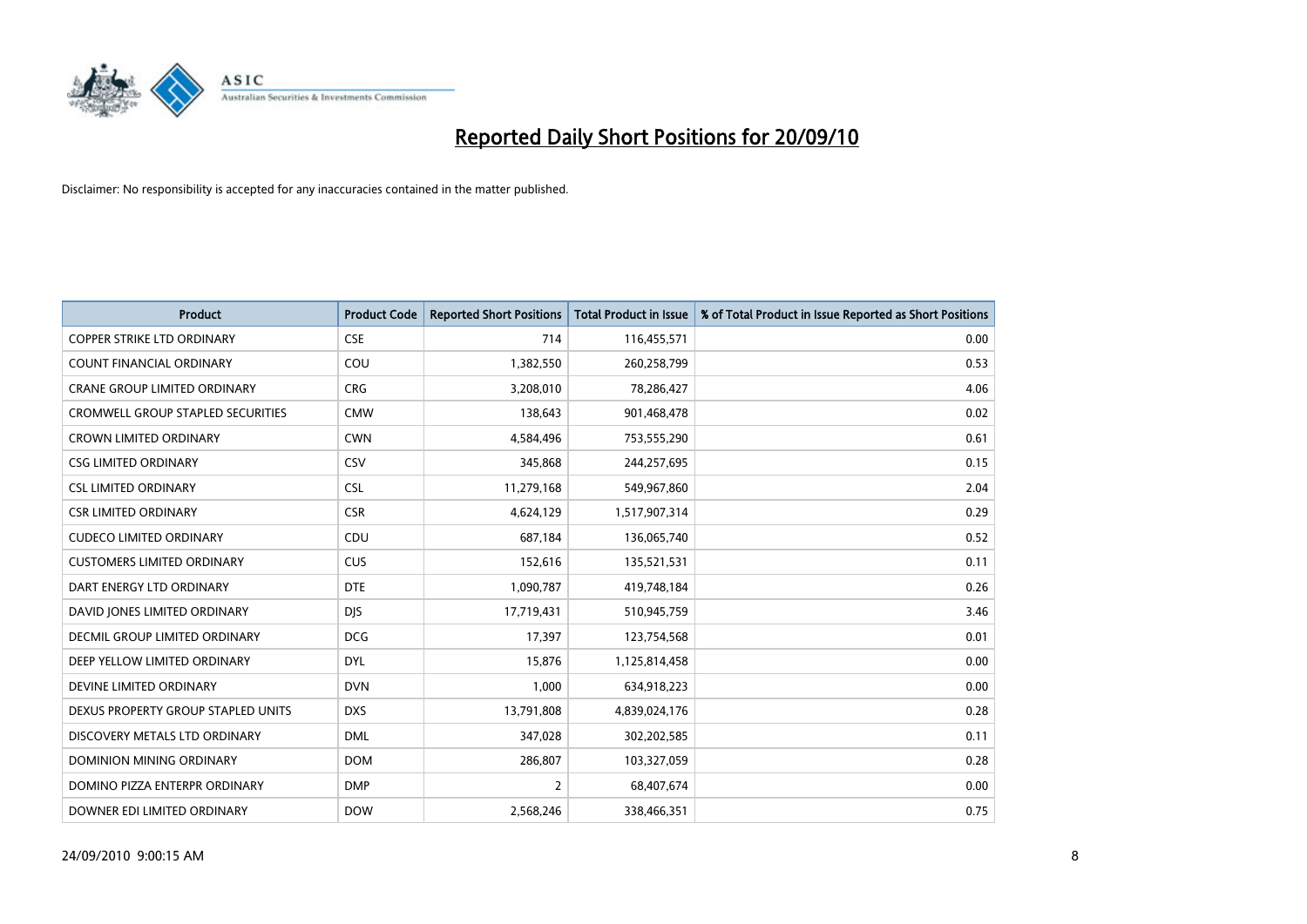# Reported Daily Short Positions for 20/09/10

Disclaimer: No responsibility is accepted for any inaccuracies contained in the matter published.

| Product | Product Code | Reported Short Positions | Total Product in Issue | % of Total Product in Issue Reported as Short Positions |
|---|---|---|---|---|
| COPPER STRIKE LTD ORDINARY | CSE | 714 | 116,455,571 | 0.00 |
| COUNT FINANCIAL ORDINARY | COU | 1,382,550 | 260,258,799 | 0.53 |
| CRANE GROUP LIMITED ORDINARY | CRG | 3,208,010 | 78,286,427 | 4.06 |
| CROMWELL GROUP STAPLED SECURITIES | CMW | 138,643 | 901,468,478 | 0.02 |
| CROWN LIMITED ORDINARY | CWN | 4,584,496 | 753,555,290 | 0.61 |
| CSG LIMITED ORDINARY | CSV | 345,868 | 244,257,695 | 0.15 |
| CSL LIMITED ORDINARY | CSL | 11,279,168 | 549,967,860 | 2.04 |
| CSR LIMITED ORDINARY | CSR | 4,624,129 | 1,517,907,314 | 0.29 |
| CUDECO LIMITED ORDINARY | CDU | 687,184 | 136,065,740 | 0.52 |
| CUSTOMERS LIMITED ORDINARY | CUS | 152,616 | 135,521,531 | 0.11 |
| DART ENERGY LTD ORDINARY | DTE | 1,090,787 | 419,748,184 | 0.26 |
| DAVID JONES LIMITED ORDINARY | DJS | 17,719,431 | 510,945,759 | 3.46 |
| DECMIL GROUP LIMITED ORDINARY | DCG | 17,397 | 123,754,568 | 0.01 |
| DEEP YELLOW LIMITED ORDINARY | DYL | 15,876 | 1,125,814,458 | 0.00 |
| DEVINE LIMITED ORDINARY | DVN | 1,000 | 634,918,223 | 0.00 |
| DEXUS PROPERTY GROUP STAPLED UNITS | DXS | 13,791,808 | 4,839,024,176 | 0.28 |
| DISCOVERY METALS LTD ORDINARY | DML | 347,028 | 302,202,585 | 0.11 |
| DOMINION MINING ORDINARY | DOM | 286,807 | 103,327,059 | 0.28 |
| DOMINO PIZZA ENTERPR ORDINARY | DMP | 2 | 68,407,674 | 0.00 |
| DOWNER EDI LIMITED ORDINARY | DOW | 2,568,246 | 338,466,351 | 0.75 |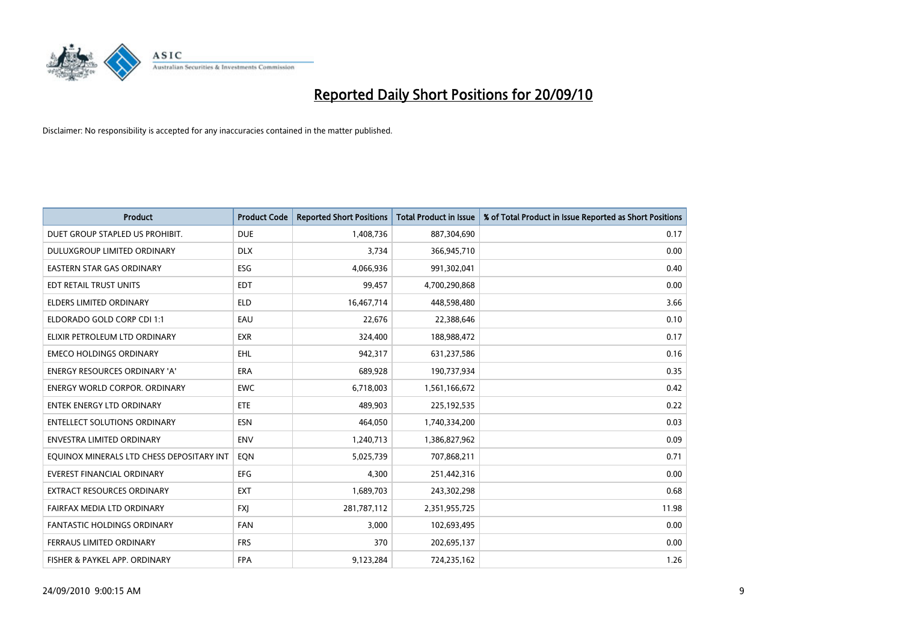# Reported Daily Short Positions for 20/09/10

Disclaimer: No responsibility is accepted for any inaccuracies contained in the matter published.

| Product | Product Code | Reported Short Positions | Total Product in Issue | % of Total Product in Issue Reported as Short Positions |
|---|---|---|---|---|
| DUET GROUP STAPLED US PROHIBIT. | DUE | 1,408,736 | 887,304,690 | 0.17 |
| DULUXGROUP LIMITED ORDINARY | DLX | 3,734 | 366,945,710 | 0.00 |
| EASTERN STAR GAS ORDINARY | ESG | 4,066,936 | 991,302,041 | 0.40 |
| EDT RETAIL TRUST UNITS | EDT | 99,457 | 4,700,290,868 | 0.00 |
| ELDERS LIMITED ORDINARY | ELD | 16,467,714 | 448,598,480 | 3.66 |
| ELDORADO GOLD CORP CDI 1:1 | EAU | 22,676 | 22,388,646 | 0.10 |
| ELIXIR PETROLEUM LTD ORDINARY | EXR | 324,400 | 188,988,472 | 0.17 |
| EMECO HOLDINGS ORDINARY | EHL | 942,317 | 631,237,586 | 0.16 |
| ENERGY RESOURCES ORDINARY 'A' | ERA | 689,928 | 190,737,934 | 0.35 |
| ENERGY WORLD CORPOR. ORDINARY | EWC | 6,718,003 | 1,561,166,672 | 0.42 |
| ENTEK ENERGY LTD ORDINARY | ETE | 489,903 | 225,192,535 | 0.22 |
| ENTELLECT SOLUTIONS ORDINARY | ESN | 464,050 | 1,740,334,200 | 0.03 |
| ENVESTRA LIMITED ORDINARY | ENV | 1,240,713 | 1,386,827,962 | 0.09 |
| EQUINOX MINERALS LTD CHESS DEPOSITARY INT | EQN | 5,025,739 | 707,868,211 | 0.71 |
| EVEREST FINANCIAL ORDINARY | EFG | 4,300 | 251,442,316 | 0.00 |
| EXTRACT RESOURCES ORDINARY | EXT | 1,689,703 | 243,302,298 | 0.68 |
| FAIRFAX MEDIA LTD ORDINARY | FXJ | 281,787,112 | 2,351,955,725 | 11.98 |
| FANTASTIC HOLDINGS ORDINARY | FAN | 3,000 | 102,693,495 | 0.00 |
| FERRAUS LIMITED ORDINARY | FRS | 370 | 202,695,137 | 0.00 |
| FISHER & PAYKEL APP. ORDINARY | FPA | 9,123,284 | 724,235,162 | 1.26 |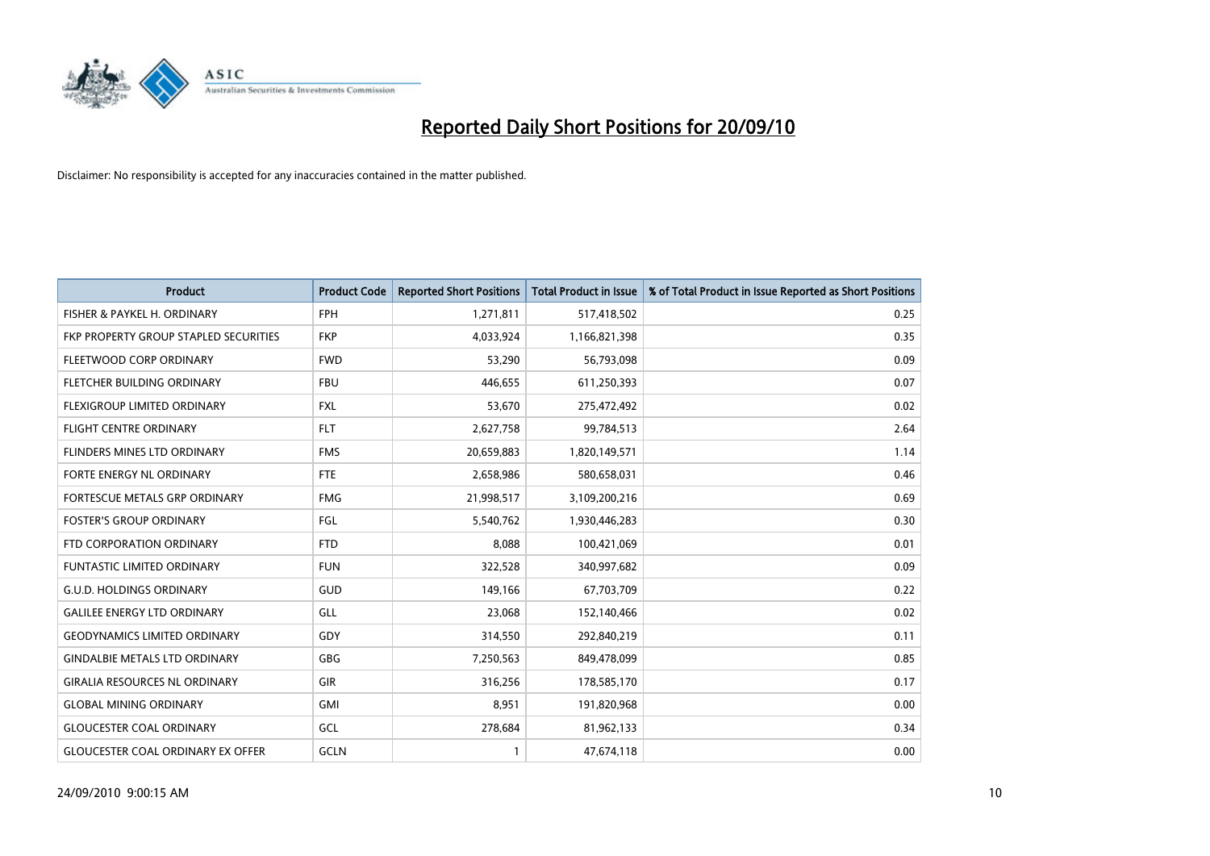# Reported Daily Short Positions for 20/09/10

Disclaimer: No responsibility is accepted for any inaccuracies contained in the matter published.

| Product | Product Code | Reported Short Positions | Total Product in Issue | % of Total Product in Issue Reported as Short Positions |
|---|---|---|---|---|
| FISHER & PAYKEL H. ORDINARY | FPH | 1,271,811 | 517,418,502 | 0.25 |
| FKP PROPERTY GROUP STAPLED SECURITIES | FKP | 4,033,924 | 1,166,821,398 | 0.35 |
| FLEETWOOD CORP ORDINARY | FWD | 53,290 | 56,793,098 | 0.09 |
| FLETCHER BUILDING ORDINARY | FBU | 446,655 | 611,250,393 | 0.07 |
| FLEXIGROUP LIMITED ORDINARY | FXL | 53,670 | 275,472,492 | 0.02 |
| FLIGHT CENTRE ORDINARY | FLT | 2,627,758 | 99,784,513 | 2.64 |
| FLINDERS MINES LTD ORDINARY | FMS | 20,659,883 | 1,820,149,571 | 1.14 |
| FORTE ENERGY NL ORDINARY | FTE | 2,658,986 | 580,658,031 | 0.46 |
| FORTESCUE METALS GRP ORDINARY | FMG | 21,998,517 | 3,109,200,216 | 0.69 |
| FOSTER'S GROUP ORDINARY | FGL | 5,540,762 | 1,930,446,283 | 0.30 |
| FTD CORPORATION ORDINARY | FTD | 8,088 | 100,421,069 | 0.01 |
| FUNTASTIC LIMITED ORDINARY | FUN | 322,528 | 340,997,682 | 0.09 |
| G.U.D. HOLDINGS ORDINARY | GUD | 149,166 | 67,703,709 | 0.22 |
| GALILEE ENERGY LTD ORDINARY | GLL | 23,068 | 152,140,466 | 0.02 |
| GEODYNAMICS LIMITED ORDINARY | GDY | 314,550 | 292,840,219 | 0.11 |
| GINDALBIE METALS LTD ORDINARY | GBG | 7,250,563 | 849,478,099 | 0.85 |
| GIRALIA RESOURCES NL ORDINARY | GIR | 316,256 | 178,585,170 | 0.17 |
| GLOBAL MINING ORDINARY | GMI | 8,951 | 191,820,968 | 0.00 |
| GLOUCESTER COAL ORDINARY | GCL | 278,684 | 81,962,133 | 0.34 |
| GLOUCESTER COAL ORDINARY EX OFFER | GCLN | 1 | 47,674,118 | 0.00 |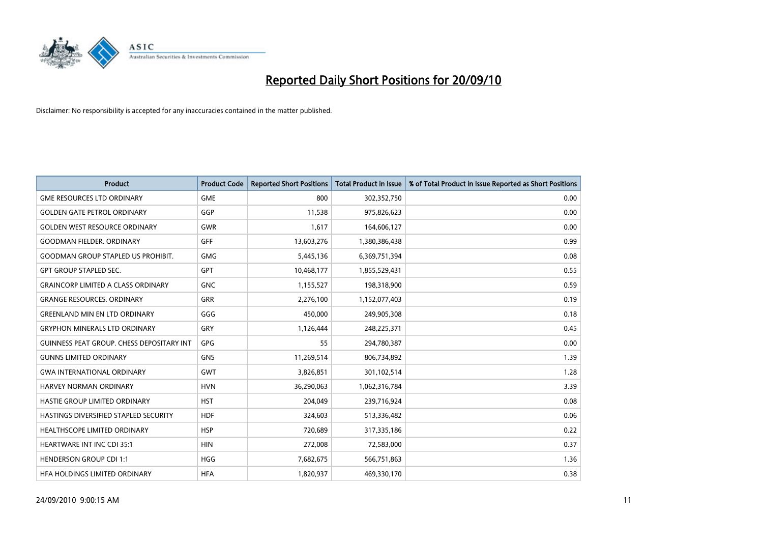# Reported Daily Short Positions for 20/09/10

Disclaimer: No responsibility is accepted for any inaccuracies contained in the matter published.

| Product | Product Code | Reported Short Positions | Total Product in Issue | % of Total Product in Issue Reported as Short Positions |
|---|---|---|---|---|
| GME RESOURCES LTD ORDINARY | GME | 800 | 302,352,750 | 0.00 |
| GOLDEN GATE PETROL ORDINARY | GGP | 11,538 | 975,826,623 | 0.00 |
| GOLDEN WEST RESOURCE ORDINARY | GWR | 1,617 | 164,606,127 | 0.00 |
| GOODMAN FIELDER. ORDINARY | GFF | 13,603,276 | 1,380,386,438 | 0.99 |
| GOODMAN GROUP STAPLED US PROHIBIT. | GMG | 5,445,136 | 6,369,751,394 | 0.08 |
| GPT GROUP STAPLED SEC. | GPT | 10,468,177 | 1,855,529,431 | 0.55 |
| GRAINCORP LIMITED A CLASS ORDINARY | GNC | 1,155,527 | 198,318,900 | 0.59 |
| GRANGE RESOURCES. ORDINARY | GRR | 2,276,100 | 1,152,077,403 | 0.19 |
| GREENLAND MIN EN LTD ORDINARY | GGG | 450,000 | 249,905,308 | 0.18 |
| GRYPHON MINERALS LTD ORDINARY | GRY | 1,126,444 | 248,225,371 | 0.45 |
| GUINNESS PEAT GROUP. CHESS DEPOSITARY INT | GPG | 55 | 294,780,387 | 0.00 |
| GUNNS LIMITED ORDINARY | GNS | 11,269,514 | 806,734,892 | 1.39 |
| GWA INTERNATIONAL ORDINARY | GWT | 3,826,851 | 301,102,514 | 1.28 |
| HARVEY NORMAN ORDINARY | HVN | 36,290,063 | 1,062,316,784 | 3.39 |
| HASTIE GROUP LIMITED ORDINARY | HST | 204,049 | 239,716,924 | 0.08 |
| HASTINGS DIVERSIFIED STAPLED SECURITY | HDF | 324,603 | 513,336,482 | 0.06 |
| HEALTHSCOPE LIMITED ORDINARY | HSP | 720,689 | 317,335,186 | 0.22 |
| HEARTWARE INT INC CDI 35:1 | HIN | 272,008 | 72,583,000 | 0.37 |
| HENDERSON GROUP CDI 1:1 | HGG | 7,682,675 | 566,751,863 | 1.36 |
| HFA HOLDINGS LIMITED ORDINARY | HFA | 1,820,937 | 469,330,170 | 0.38 |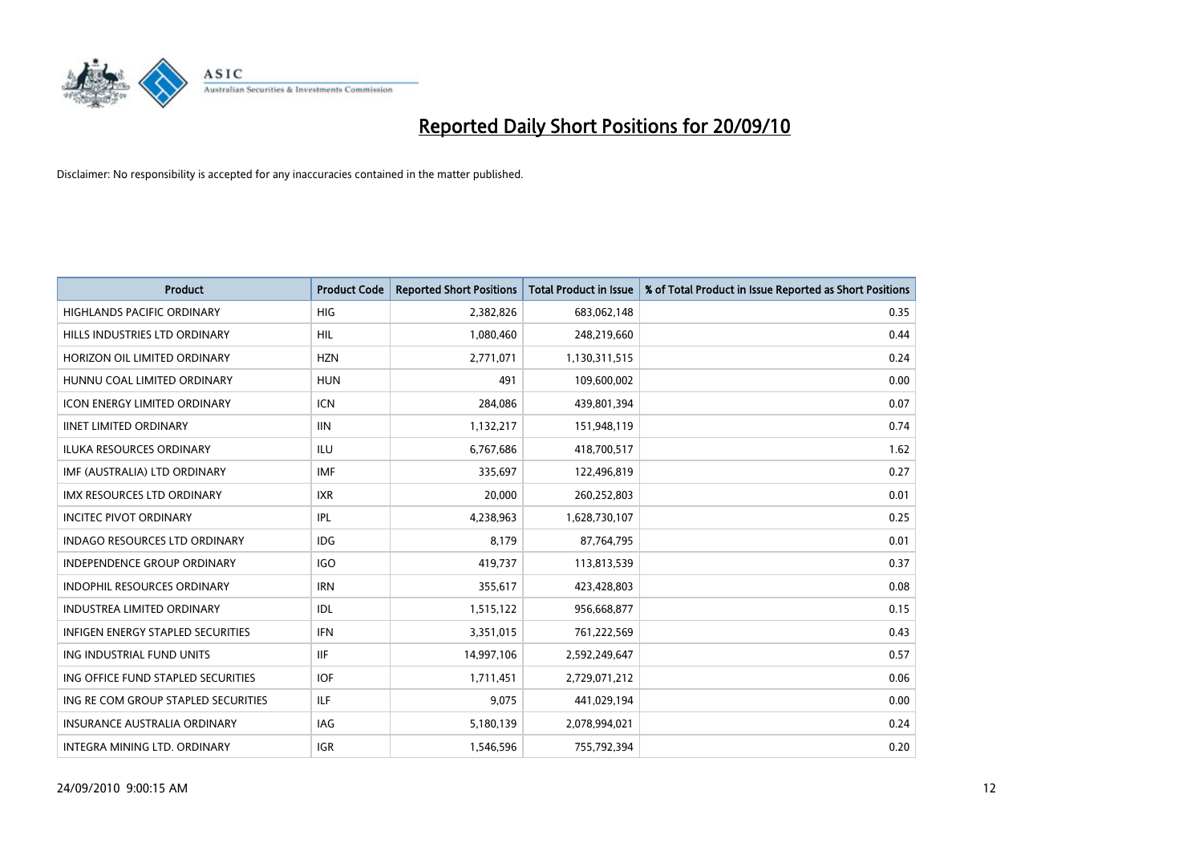# Reported Daily Short Positions for 20/09/10

Disclaimer: No responsibility is accepted for any inaccuracies contained in the matter published.

| Product | Product Code | Reported Short Positions | Total Product in Issue | % of Total Product in Issue Reported as Short Positions |
|---|---|---|---|---|
| HIGHLANDS PACIFIC ORDINARY | HIG | 2,382,826 | 683,062,148 | 0.35 |
| HILLS INDUSTRIES LTD ORDINARY | HIL | 1,080,460 | 248,219,660 | 0.44 |
| HORIZON OIL LIMITED ORDINARY | HZN | 2,771,071 | 1,130,311,515 | 0.24 |
| HUNNU COAL LIMITED ORDINARY | HUN | 491 | 109,600,002 | 0.00 |
| ICON ENERGY LIMITED ORDINARY | ICN | 284,086 | 439,801,394 | 0.07 |
| IINET LIMITED ORDINARY | IIN | 1,132,217 | 151,948,119 | 0.74 |
| ILUKA RESOURCES ORDINARY | ILU | 6,767,686 | 418,700,517 | 1.62 |
| IMF (AUSTRALIA) LTD ORDINARY | IMF | 335,697 | 122,496,819 | 0.27 |
| IMX RESOURCES LTD ORDINARY | IXR | 20,000 | 260,252,803 | 0.01 |
| INCITEC PIVOT ORDINARY | IPL | 4,238,963 | 1,628,730,107 | 0.25 |
| INDAGO RESOURCES LTD ORDINARY | IDG | 8,179 | 87,764,795 | 0.01 |
| INDEPENDENCE GROUP ORDINARY | IGO | 419,737 | 113,813,539 | 0.37 |
| INDOPHIL RESOURCES ORDINARY | IRN | 355,617 | 423,428,803 | 0.08 |
| INDUSTREA LIMITED ORDINARY | IDL | 1,515,122 | 956,668,877 | 0.15 |
| INFIGEN ENERGY STAPLED SECURITIES | IFN | 3,351,015 | 761,222,569 | 0.43 |
| ING INDUSTRIAL FUND UNITS | IIF | 14,997,106 | 2,592,249,647 | 0.57 |
| ING OFFICE FUND STAPLED SECURITIES | IOF | 1,711,451 | 2,729,071,212 | 0.06 |
| ING RE COM GROUP STAPLED SECURITIES | ILF | 9,075 | 441,029,194 | 0.00 |
| INSURANCE AUSTRALIA ORDINARY | IAG | 5,180,139 | 2,078,994,021 | 0.24 |
| INTEGRA MINING LTD. ORDINARY | IGR | 1,546,596 | 755,792,394 | 0.20 |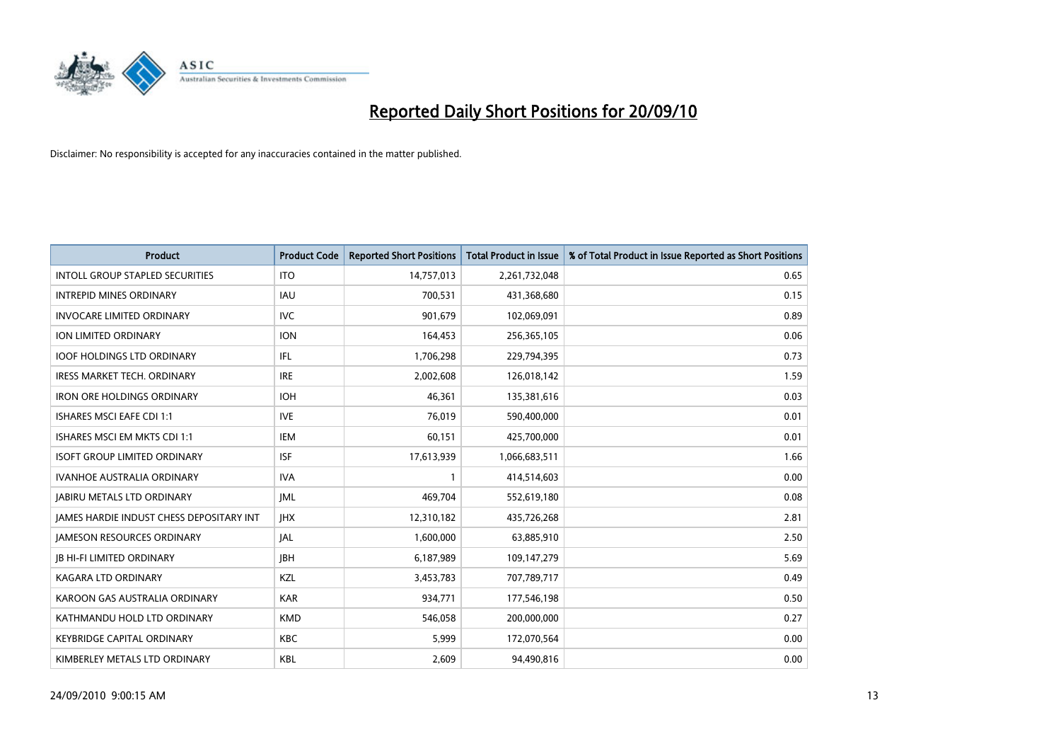# Reported Daily Short Positions for 20/09/10

Disclaimer: No responsibility is accepted for any inaccuracies contained in the matter published.

| Product | Product Code | Reported Short Positions | Total Product in Issue | % of Total Product in Issue Reported as Short Positions |
|---|---|---|---|---|
| INTOLL GROUP STAPLED SECURITIES | ITO | 14,757,013 | 2,261,732,048 | 0.65 |
| INTREPID MINES ORDINARY | IAU | 700,531 | 431,368,680 | 0.15 |
| INVOCARE LIMITED ORDINARY | IVC | 901,679 | 102,069,091 | 0.89 |
| ION LIMITED ORDINARY | ION | 164,453 | 256,365,105 | 0.06 |
| IOOF HOLDINGS LTD ORDINARY | IFL | 1,706,298 | 229,794,395 | 0.73 |
| IRESS MARKET TECH. ORDINARY | IRE | 2,002,608 | 126,018,142 | 1.59 |
| IRON ORE HOLDINGS ORDINARY | IOH | 46,361 | 135,381,616 | 0.03 |
| ISHARES MSCI EAFE CDI 1:1 | IVE | 76,019 | 590,400,000 | 0.01 |
| ISHARES MSCI EM MKTS CDI 1:1 | IEM | 60,151 | 425,700,000 | 0.01 |
| ISOFT GROUP LIMITED ORDINARY | ISF | 17,613,939 | 1,066,683,511 | 1.66 |
| IVANHOE AUSTRALIA ORDINARY | IVA | 1 | 414,514,603 | 0.00 |
| JABIRU METALS LTD ORDINARY | JML | 469,704 | 552,619,180 | 0.08 |
| JAMES HARDIE INDUST CHESS DEPOSITARY INT | JHX | 12,310,182 | 435,726,268 | 2.81 |
| JAMESON RESOURCES ORDINARY | JAL | 1,600,000 | 63,885,910 | 2.50 |
| JB HI-FI LIMITED ORDINARY | JBH | 6,187,989 | 109,147,279 | 5.69 |
| KAGARA LTD ORDINARY | KZL | 3,453,783 | 707,789,717 | 0.49 |
| KAROON GAS AUSTRALIA ORDINARY | KAR | 934,771 | 177,546,198 | 0.50 |
| KATHMANDU HOLD LTD ORDINARY | KMD | 546,058 | 200,000,000 | 0.27 |
| KEYBRIDGE CAPITAL ORDINARY | KBC | 5,999 | 172,070,564 | 0.00 |
| KIMBERLEY METALS LTD ORDINARY | KBL | 2,609 | 94,490,816 | 0.00 |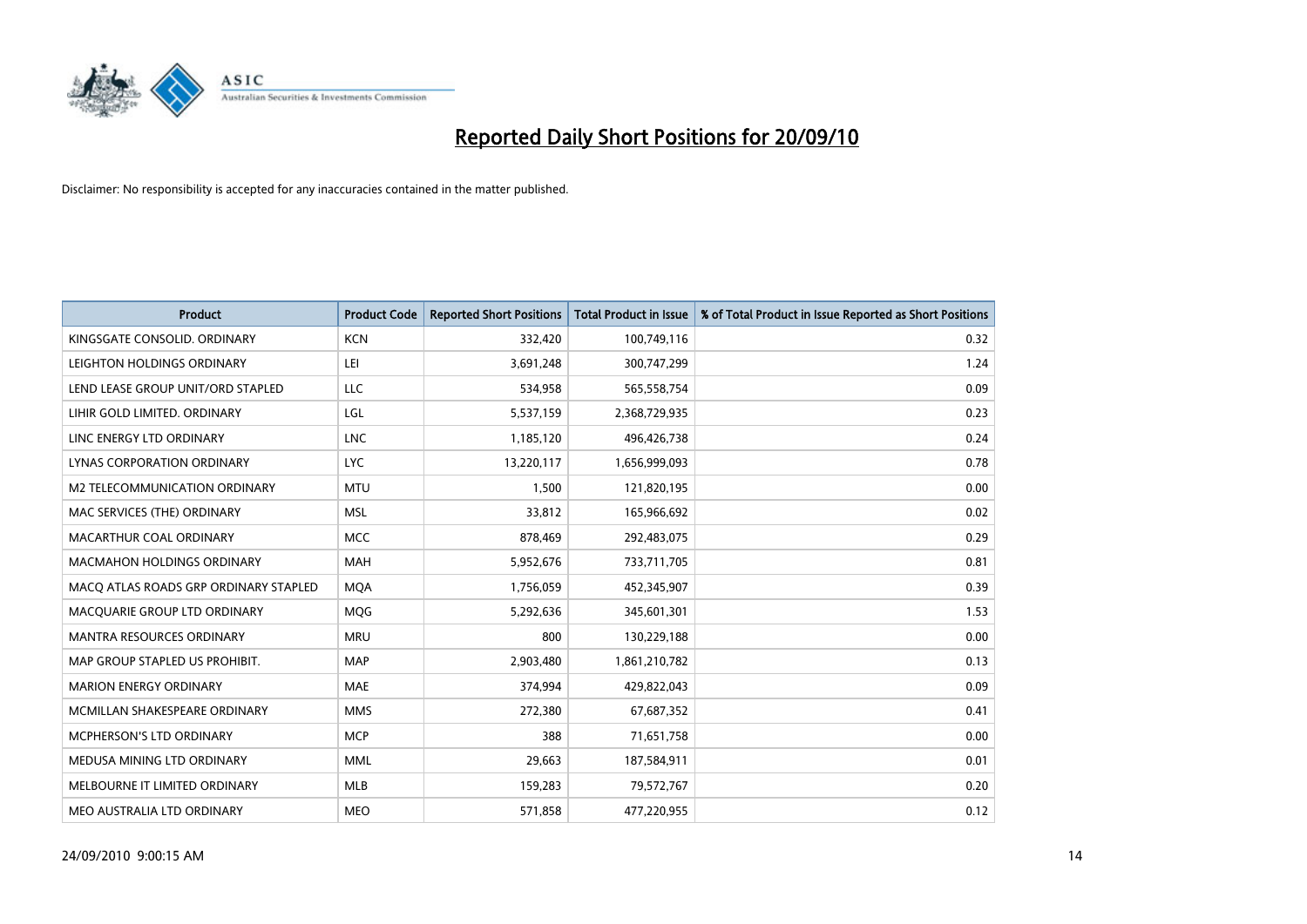# Reported Daily Short Positions for 20/09/10

Disclaimer: No responsibility is accepted for any inaccuracies contained in the matter published.

| Product | Product Code | Reported Short Positions | Total Product in Issue | % of Total Product in Issue Reported as Short Positions |
|---|---|---|---|---|
| KINGSGATE CONSOLID. ORDINARY | KCN | 332,420 | 100,749,116 | 0.32 |
| LEIGHTON HOLDINGS ORDINARY | LEI | 3,691,248 | 300,747,299 | 1.24 |
| LEND LEASE GROUP UNIT/ORD STAPLED | LLC | 534,958 | 565,558,754 | 0.09 |
| LIHIR GOLD LIMITED. ORDINARY | LGL | 5,537,159 | 2,368,729,935 | 0.23 |
| LINC ENERGY LTD ORDINARY | LNC | 1,185,120 | 496,426,738 | 0.24 |
| LYNAS CORPORATION ORDINARY | LYC | 13,220,117 | 1,656,999,093 | 0.78 |
| M2 TELECOMMUNICATION ORDINARY | MTU | 1,500 | 121,820,195 | 0.00 |
| MAC SERVICES (THE) ORDINARY | MSL | 33,812 | 165,966,692 | 0.02 |
| MACARTHUR COAL ORDINARY | MCC | 878,469 | 292,483,075 | 0.29 |
| MACMAHON HOLDINGS ORDINARY | MAH | 5,952,676 | 733,711,705 | 0.81 |
| MACQ ATLAS ROADS GRP ORDINARY STAPLED | MQA | 1,756,059 | 452,345,907 | 0.39 |
| MACQUARIE GROUP LTD ORDINARY | MQG | 5,292,636 | 345,601,301 | 1.53 |
| MANTRA RESOURCES ORDINARY | MRU | 800 | 130,229,188 | 0.00 |
| MAP GROUP STAPLED US PROHIBIT. | MAP | 2,903,480 | 1,861,210,782 | 0.13 |
| MARION ENERGY ORDINARY | MAE | 374,994 | 429,822,043 | 0.09 |
| MCMILLAN SHAKESPEARE ORDINARY | MMS | 272,380 | 67,687,352 | 0.41 |
| MCPHERSON'S LTD ORDINARY | MCP | 388 | 71,651,758 | 0.00 |
| MEDUSA MINING LTD ORDINARY | MML | 29,663 | 187,584,911 | 0.01 |
| MELBOURNE IT LIMITED ORDINARY | MLB | 159,283 | 79,572,767 | 0.20 |
| MEO AUSTRALIA LTD ORDINARY | MEO | 571,858 | 477,220,955 | 0.12 |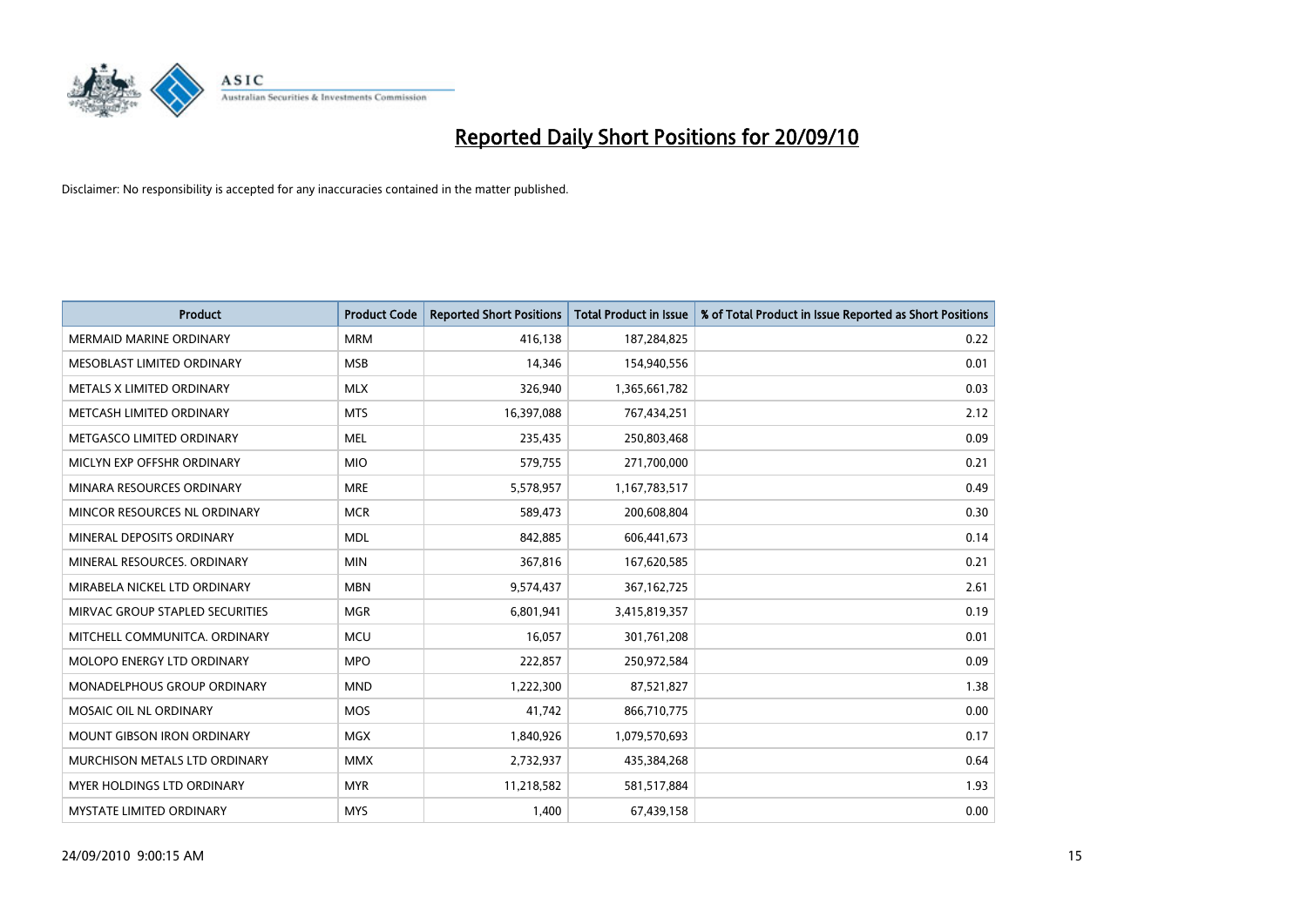# Reported Daily Short Positions for 20/09/10

Disclaimer: No responsibility is accepted for any inaccuracies contained in the matter published.

| Product | Product Code | Reported Short Positions | Total Product in Issue | % of Total Product in Issue Reported as Short Positions |
|---|---|---|---|---|
| MERMAID MARINE ORDINARY | MRM | 416,138 | 187,284,825 | 0.22 |
| MESOBLAST LIMITED ORDINARY | MSB | 14,346 | 154,940,556 | 0.01 |
| METALS X LIMITED ORDINARY | MLX | 326,940 | 1,365,661,782 | 0.03 |
| METCASH LIMITED ORDINARY | MTS | 16,397,088 | 767,434,251 | 2.12 |
| METGASCO LIMITED ORDINARY | MEL | 235,435 | 250,803,468 | 0.09 |
| MICLYN EXP OFFSHR ORDINARY | MIO | 579,755 | 271,700,000 | 0.21 |
| MINARA RESOURCES ORDINARY | MRE | 5,578,957 | 1,167,783,517 | 0.49 |
| MINCOR RESOURCES NL ORDINARY | MCR | 589,473 | 200,608,804 | 0.30 |
| MINERAL DEPOSITS ORDINARY | MDL | 842,885 | 606,441,673 | 0.14 |
| MINERAL RESOURCES. ORDINARY | MIN | 367,816 | 167,620,585 | 0.21 |
| MIRABELA NICKEL LTD ORDINARY | MBN | 9,574,437 | 367,162,725 | 2.61 |
| MIRVAC GROUP STAPLED SECURITIES | MGR | 6,801,941 | 3,415,819,357 | 0.19 |
| MITCHELL COMMUNITCA. ORDINARY | MCU | 16,057 | 301,761,208 | 0.01 |
| MOLOPO ENERGY LTD ORDINARY | MPO | 222,857 | 250,972,584 | 0.09 |
| MONADELPHOUS GROUP ORDINARY | MND | 1,222,300 | 87,521,827 | 1.38 |
| MOSAIC OIL NL ORDINARY | MOS | 41,742 | 866,710,775 | 0.00 |
| MOUNT GIBSON IRON ORDINARY | MGX | 1,840,926 | 1,079,570,693 | 0.17 |
| MURCHISON METALS LTD ORDINARY | MMX | 2,732,937 | 435,384,268 | 0.64 |
| MYER HOLDINGS LTD ORDINARY | MYR | 11,218,582 | 581,517,884 | 1.93 |
| MYSTATE LIMITED ORDINARY | MYS | 1,400 | 67,439,158 | 0.00 |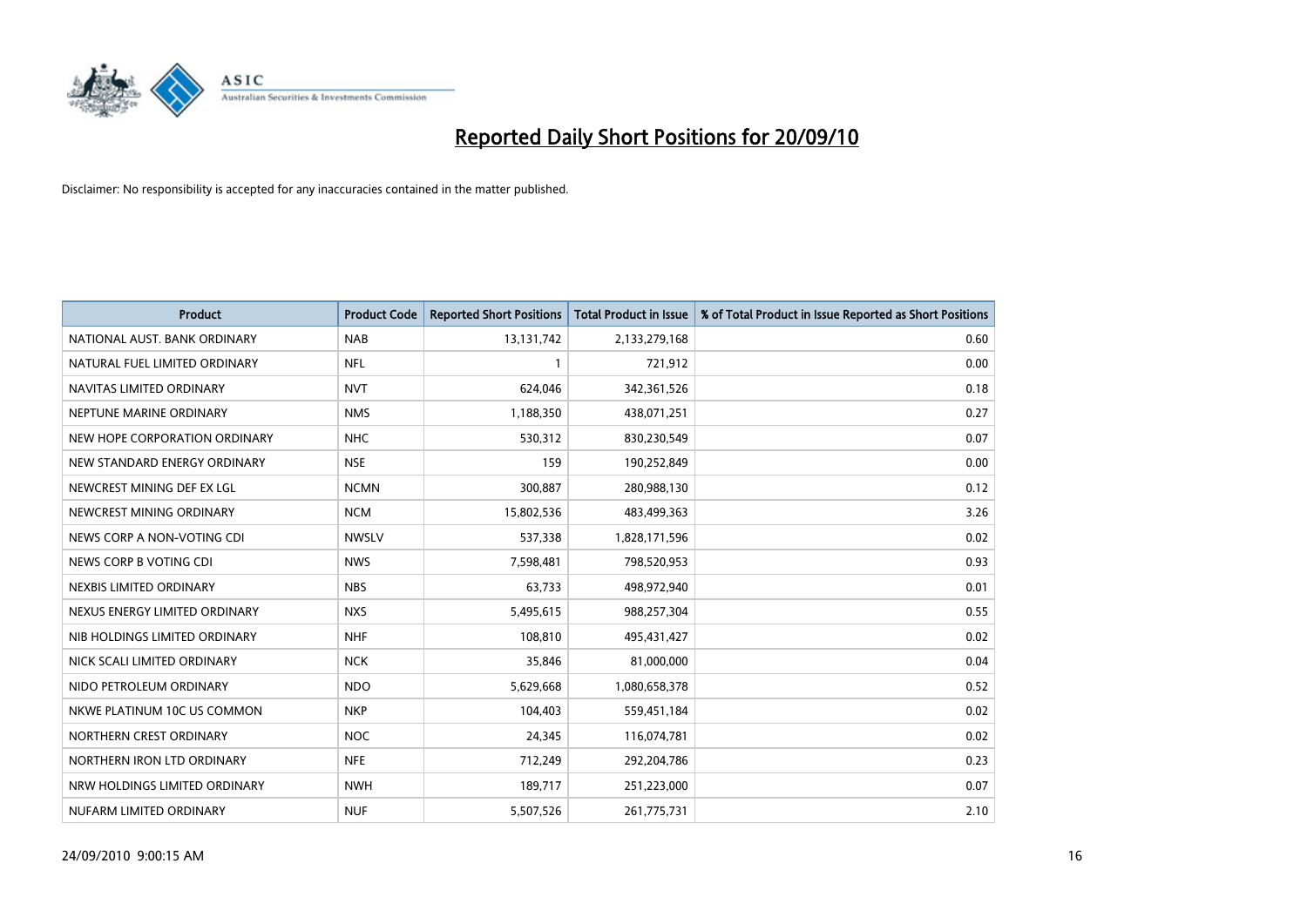# Reported Daily Short Positions for 20/09/10

Disclaimer: No responsibility is accepted for any inaccuracies contained in the matter published.

| Product | Product Code | Reported Short Positions | Total Product in Issue | % of Total Product in Issue Reported as Short Positions |
|---|---|---|---|---|
| NATIONAL AUST. BANK ORDINARY | NAB | 13,131,742 | 2,133,279,168 | 0.60 |
| NATURAL FUEL LIMITED ORDINARY | NFL | 1 | 721,912 | 0.00 |
| NAVITAS LIMITED ORDINARY | NVT | 624,046 | 342,361,526 | 0.18 |
| NEPTUNE MARINE ORDINARY | NMS | 1,188,350 | 438,071,251 | 0.27 |
| NEW HOPE CORPORATION ORDINARY | NHC | 530,312 | 830,230,549 | 0.07 |
| NEW STANDARD ENERGY ORDINARY | NSE | 159 | 190,252,849 | 0.00 |
| NEWCREST MINING DEF EX LGL | NCMN | 300,887 | 280,988,130 | 0.12 |
| NEWCREST MINING ORDINARY | NCM | 15,802,536 | 483,499,363 | 3.26 |
| NEWS CORP A NON-VOTING CDI | NWSLV | 537,338 | 1,828,171,596 | 0.02 |
| NEWS CORP B VOTING CDI | NWS | 7,598,481 | 798,520,953 | 0.93 |
| NEXBIS LIMITED ORDINARY | NBS | 63,733 | 498,972,940 | 0.01 |
| NEXUS ENERGY LIMITED ORDINARY | NXS | 5,495,615 | 988,257,304 | 0.55 |
| NIB HOLDINGS LIMITED ORDINARY | NHF | 108,810 | 495,431,427 | 0.02 |
| NICK SCALI LIMITED ORDINARY | NCK | 35,846 | 81,000,000 | 0.04 |
| NIDO PETROLEUM ORDINARY | NDO | 5,629,668 | 1,080,658,378 | 0.52 |
| NKWE PLATINUM 10C US COMMON | NKP | 104,403 | 559,451,184 | 0.02 |
| NORTHERN CREST ORDINARY | NOC | 24,345 | 116,074,781 | 0.02 |
| NORTHERN IRON LTD ORDINARY | NFE | 712,249 | 292,204,786 | 0.23 |
| NRW HOLDINGS LIMITED ORDINARY | NWH | 189,717 | 251,223,000 | 0.07 |
| NUFARM LIMITED ORDINARY | NUF | 5,507,526 | 261,775,731 | 2.10 |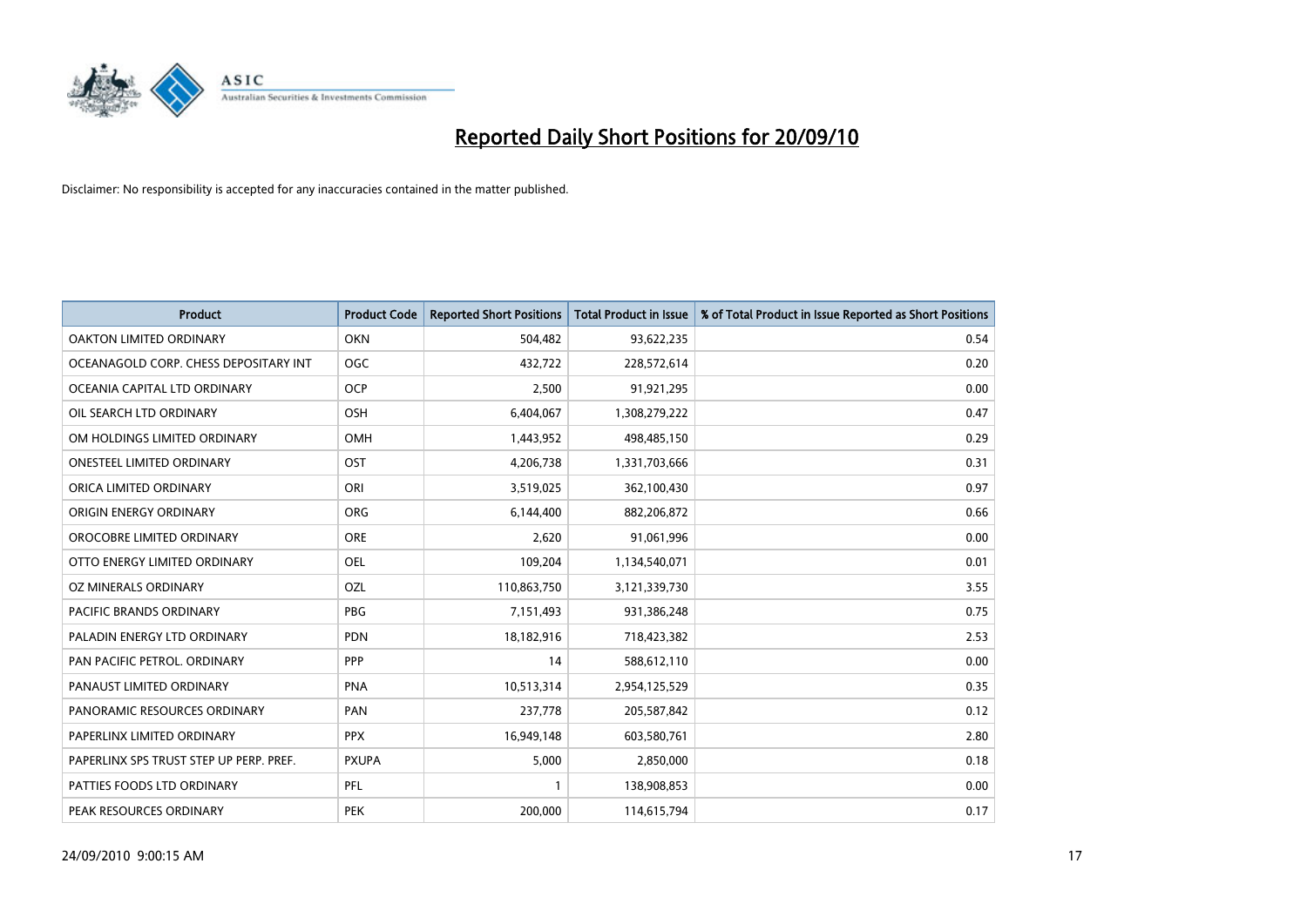# Reported Daily Short Positions for 20/09/10

Disclaimer: No responsibility is accepted for any inaccuracies contained in the matter published.

| Product | Product Code | Reported Short Positions | Total Product in Issue | % of Total Product in Issue Reported as Short Positions |
|---|---|---|---|---|
| OAKTON LIMITED ORDINARY | OKN | 504,482 | 93,622,235 | 0.54 |
| OCEANAGOLD CORP. CHESS DEPOSITARY INT | OGC | 432,722 | 228,572,614 | 0.20 |
| OCEANIA CAPITAL LTD ORDINARY | OCP | 2,500 | 91,921,295 | 0.00 |
| OIL SEARCH LTD ORDINARY | OSH | 6,404,067 | 1,308,279,222 | 0.47 |
| OM HOLDINGS LIMITED ORDINARY | OMH | 1,443,952 | 498,485,150 | 0.29 |
| ONESTEEL LIMITED ORDINARY | OST | 4,206,738 | 1,331,703,666 | 0.31 |
| ORICA LIMITED ORDINARY | ORI | 3,519,025 | 362,100,430 | 0.97 |
| ORIGIN ENERGY ORDINARY | ORG | 6,144,400 | 882,206,872 | 0.66 |
| OROCOBRE LIMITED ORDINARY | ORE | 2,620 | 91,061,996 | 0.00 |
| OTTO ENERGY LIMITED ORDINARY | OEL | 109,204 | 1,134,540,071 | 0.01 |
| OZ MINERALS ORDINARY | OZL | 110,863,750 | 3,121,339,730 | 3.55 |
| PACIFIC BRANDS ORDINARY | PBG | 7,151,493 | 931,386,248 | 0.75 |
| PALADIN ENERGY LTD ORDINARY | PDN | 18,182,916 | 718,423,382 | 2.53 |
| PAN PACIFIC PETROL. ORDINARY | PPP | 14 | 588,612,110 | 0.00 |
| PANAUST LIMITED ORDINARY | PNA | 10,513,314 | 2,954,125,529 | 0.35 |
| PANORAMIC RESOURCES ORDINARY | PAN | 237,778 | 205,587,842 | 0.12 |
| PAPERLINX LIMITED ORDINARY | PPX | 16,949,148 | 603,580,761 | 2.80 |
| PAPERLINX SPS TRUST STEP UP PERP. PREF. | PXUPA | 5,000 | 2,850,000 | 0.18 |
| PATTIES FOODS LTD ORDINARY | PFL | 1 | 138,908,853 | 0.00 |
| PEAK RESOURCES ORDINARY | PEK | 200,000 | 114,615,794 | 0.17 |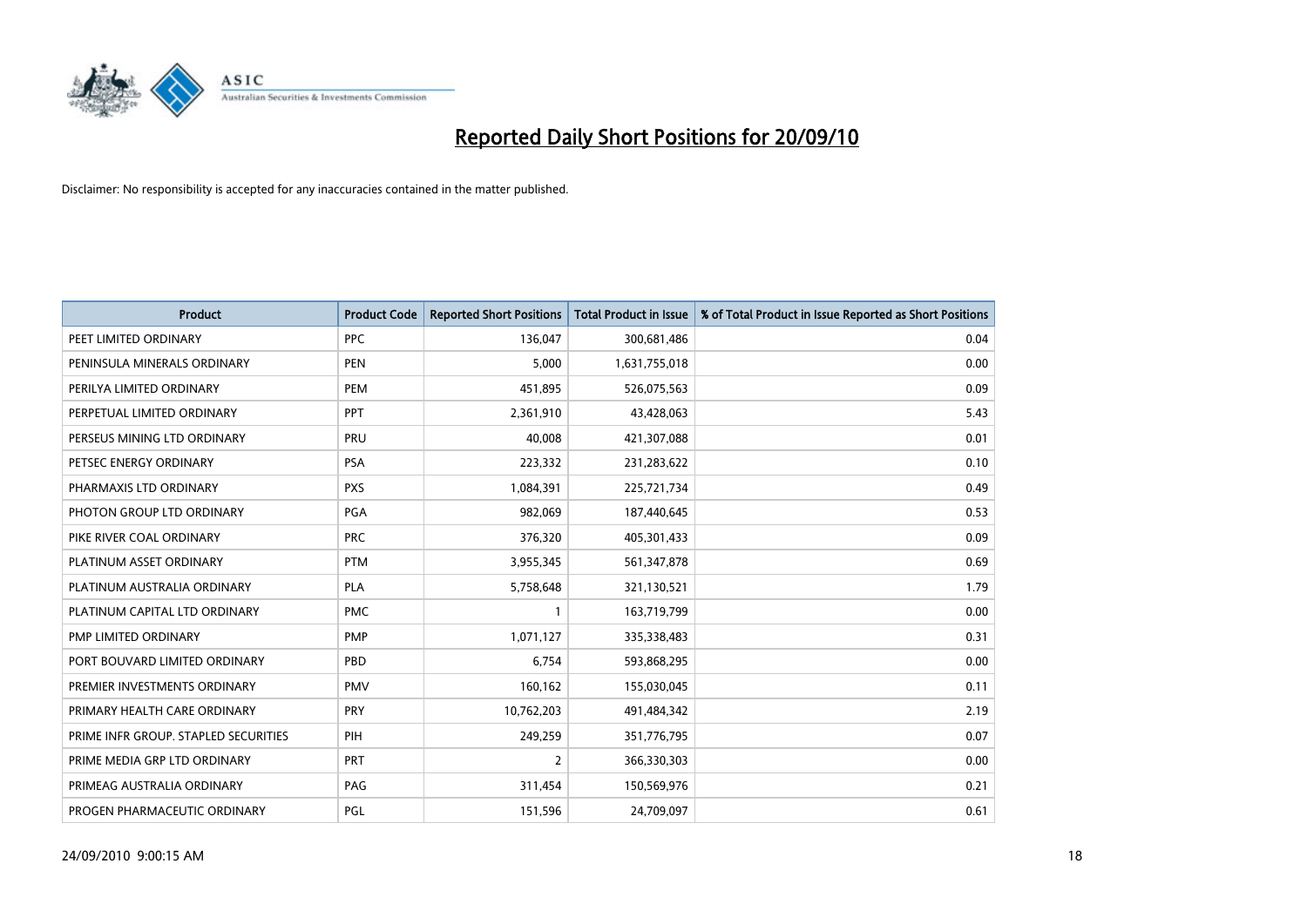# Reported Daily Short Positions for 20/09/10

Disclaimer: No responsibility is accepted for any inaccuracies contained in the matter published.

| Product | Product Code | Reported Short Positions | Total Product in Issue | % of Total Product in Issue Reported as Short Positions |
|---|---|---|---|---|
| PEET LIMITED ORDINARY | PPC | 136,047 | 300,681,486 | 0.04 |
| PENINSULA MINERALS ORDINARY | PEN | 5,000 | 1,631,755,018 | 0.00 |
| PERILYA LIMITED ORDINARY | PEM | 451,895 | 526,075,563 | 0.09 |
| PERPETUAL LIMITED ORDINARY | PPT | 2,361,910 | 43,428,063 | 5.43 |
| PERSEUS MINING LTD ORDINARY | PRU | 40,008 | 421,307,088 | 0.01 |
| PETSEC ENERGY ORDINARY | PSA | 223,332 | 231,283,622 | 0.10 |
| PHARMAXIS LTD ORDINARY | PXS | 1,084,391 | 225,721,734 | 0.49 |
| PHOTON GROUP LTD ORDINARY | PGA | 982,069 | 187,440,645 | 0.53 |
| PIKE RIVER COAL ORDINARY | PRC | 376,320 | 405,301,433 | 0.09 |
| PLATINUM ASSET ORDINARY | PTM | 3,955,345 | 561,347,878 | 0.69 |
| PLATINUM AUSTRALIA ORDINARY | PLA | 5,758,648 | 321,130,521 | 1.79 |
| PLATINUM CAPITAL LTD ORDINARY | PMC | 1 | 163,719,799 | 0.00 |
| PMP LIMITED ORDINARY | PMP | 1,071,127 | 335,338,483 | 0.31 |
| PORT BOUVARD LIMITED ORDINARY | PBD | 6,754 | 593,868,295 | 0.00 |
| PREMIER INVESTMENTS ORDINARY | PMV | 160,162 | 155,030,045 | 0.11 |
| PRIMARY HEALTH CARE ORDINARY | PRY | 10,762,203 | 491,484,342 | 2.19 |
| PRIME INFR GROUP. STAPLED SECURITIES | PIH | 249,259 | 351,776,795 | 0.07 |
| PRIME MEDIA GRP LTD ORDINARY | PRT | 2 | 366,330,303 | 0.00 |
| PRIMEAG AUSTRALIA ORDINARY | PAG | 311,454 | 150,569,976 | 0.21 |
| PROGEN PHARMACEUTIC ORDINARY | PGL | 151,596 | 24,709,097 | 0.61 |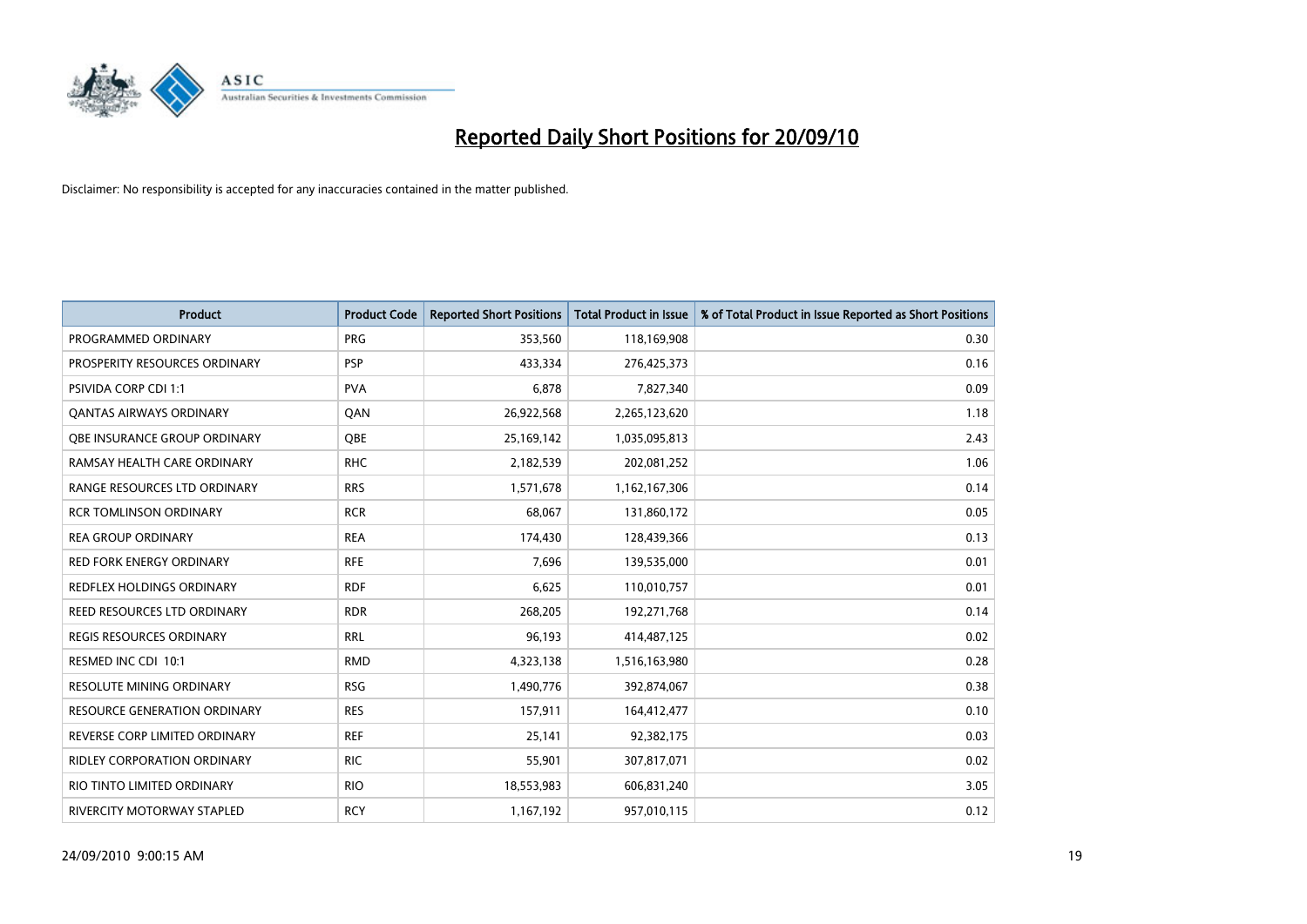# Reported Daily Short Positions for 20/09/10

Disclaimer: No responsibility is accepted for any inaccuracies contained in the matter published.

| Product | Product Code | Reported Short Positions | Total Product in Issue | % of Total Product in Issue Reported as Short Positions |
|---|---|---|---|---|
| PROGRAMMED ORDINARY | PRG | 353,560 | 118,169,908 | 0.30 |
| PROSPERITY RESOURCES ORDINARY | PSP | 433,334 | 276,425,373 | 0.16 |
| PSIVIDA CORP CDI 1:1 | PVA | 6,878 | 7,827,340 | 0.09 |
| QANTAS AIRWAYS ORDINARY | QAN | 26,922,568 | 2,265,123,620 | 1.18 |
| QBE INSURANCE GROUP ORDINARY | QBE | 25,169,142 | 1,035,095,813 | 2.43 |
| RAMSAY HEALTH CARE ORDINARY | RHC | 2,182,539 | 202,081,252 | 1.06 |
| RANGE RESOURCES LTD ORDINARY | RRS | 1,571,678 | 1,162,167,306 | 0.14 |
| RCR TOMLINSON ORDINARY | RCR | 68,067 | 131,860,172 | 0.05 |
| REA GROUP ORDINARY | REA | 174,430 | 128,439,366 | 0.13 |
| RED FORK ENERGY ORDINARY | RFE | 7,696 | 139,535,000 | 0.01 |
| REDFLEX HOLDINGS ORDINARY | RDF | 6,625 | 110,010,757 | 0.01 |
| REED RESOURCES LTD ORDINARY | RDR | 268,205 | 192,271,768 | 0.14 |
| REGIS RESOURCES ORDINARY | RRL | 96,193 | 414,487,125 | 0.02 |
| RESMED INC CDI 10:1 | RMD | 4,323,138 | 1,516,163,980 | 0.28 |
| RESOLUTE MINING ORDINARY | RSG | 1,490,776 | 392,874,067 | 0.38 |
| RESOURCE GENERATION ORDINARY | RES | 157,911 | 164,412,477 | 0.10 |
| REVERSE CORP LIMITED ORDINARY | REF | 25,141 | 92,382,175 | 0.03 |
| RIDLEY CORPORATION ORDINARY | RIC | 55,901 | 307,817,071 | 0.02 |
| RIO TINTO LIMITED ORDINARY | RIO | 18,553,983 | 606,831,240 | 3.05 |
| RIVERCITY MOTORWAY STAPLED | RCY | 1,167,192 | 957,010,115 | 0.12 |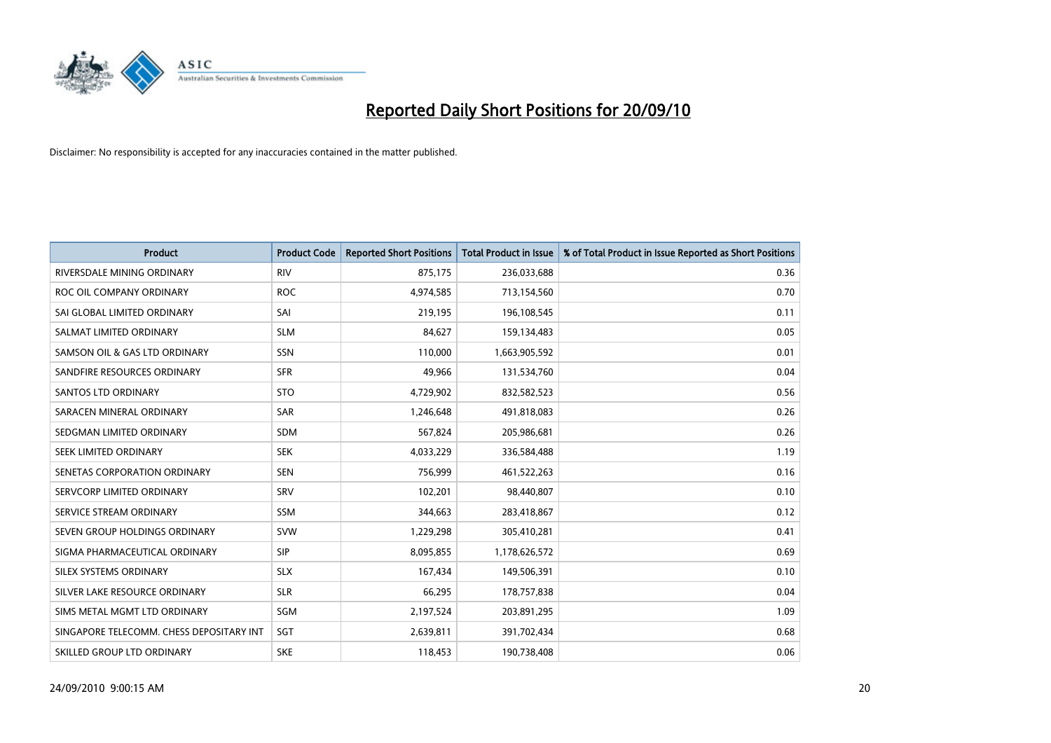# Reported Daily Short Positions for 20/09/10

Disclaimer: No responsibility is accepted for any inaccuracies contained in the matter published.

| Product | Product Code | Reported Short Positions | Total Product in Issue | % of Total Product in Issue Reported as Short Positions |
|---|---|---|---|---|
| RIVERSDALE MINING ORDINARY | RIV | 875,175 | 236,033,688 | 0.36 |
| ROC OIL COMPANY ORDINARY | ROC | 4,974,585 | 713,154,560 | 0.70 |
| SAI GLOBAL LIMITED ORDINARY | SAI | 219,195 | 196,108,545 | 0.11 |
| SALMAT LIMITED ORDINARY | SLM | 84,627 | 159,134,483 | 0.05 |
| SAMSON OIL & GAS LTD ORDINARY | SSN | 110,000 | 1,663,905,592 | 0.01 |
| SANDFIRE RESOURCES ORDINARY | SFR | 49,966 | 131,534,760 | 0.04 |
| SANTOS LTD ORDINARY | STO | 4,729,902 | 832,582,523 | 0.56 |
| SARACEN MINERAL ORDINARY | SAR | 1,246,648 | 491,818,083 | 0.26 |
| SEDGMAN LIMITED ORDINARY | SDM | 567,824 | 205,986,681 | 0.26 |
| SEEK LIMITED ORDINARY | SEK | 4,033,229 | 336,584,488 | 1.19 |
| SENETAS CORPORATION ORDINARY | SEN | 756,999 | 461,522,263 | 0.16 |
| SERVCORP LIMITED ORDINARY | SRV | 102,201 | 98,440,807 | 0.10 |
| SERVICE STREAM ORDINARY | SSM | 344,663 | 283,418,867 | 0.12 |
| SEVEN GROUP HOLDINGS ORDINARY | SVW | 1,229,298 | 305,410,281 | 0.41 |
| SIGMA PHARMACEUTICAL ORDINARY | SIP | 8,095,855 | 1,178,626,572 | 0.69 |
| SILEX SYSTEMS ORDINARY | SLX | 167,434 | 149,506,391 | 0.10 |
| SILVER LAKE RESOURCE ORDINARY | SLR | 66,295 | 178,757,838 | 0.04 |
| SIMS METAL MGMT LTD ORDINARY | SGM | 2,197,524 | 203,891,295 | 1.09 |
| SINGAPORE TELECOMM. CHESS DEPOSITARY INT | SGT | 2,639,811 | 391,702,434 | 0.68 |
| SKILLED GROUP LTD ORDINARY | SKE | 118,453 | 190,738,408 | 0.06 |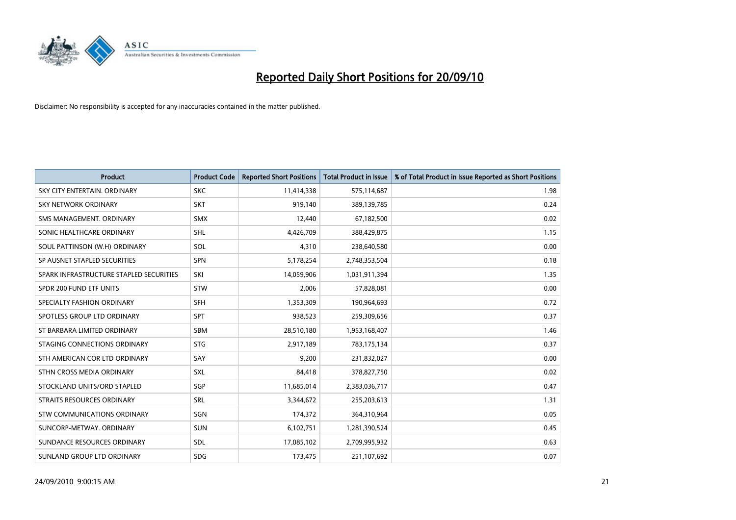# Reported Daily Short Positions for 20/09/10

Disclaimer: No responsibility is accepted for any inaccuracies contained in the matter published.

| Product | Product Code | Reported Short Positions | Total Product in Issue | % of Total Product in Issue Reported as Short Positions |
| --- | --- | --- | --- | --- |
| SKY CITY ENTERTAIN. ORDINARY | SKC | 11,414,338 | 575,114,687 | 1.98 |
| SKY NETWORK ORDINARY | SKT | 919,140 | 389,139,785 | 0.24 |
| SMS MANAGEMENT. ORDINARY | SMX | 12,440 | 67,182,500 | 0.02 |
| SONIC HEALTHCARE ORDINARY | SHL | 4,426,709 | 388,429,875 | 1.15 |
| SOUL PATTINSON (W.H) ORDINARY | SOL | 4,310 | 238,640,580 | 0.00 |
| SP AUSNET STAPLED SECURITIES | SPN | 5,178,254 | 2,748,353,504 | 0.18 |
| SPARK INFRASTRUCTURE STAPLED SECURITIES | SKI | 14,059,906 | 1,031,911,394 | 1.35 |
| SPDR 200 FUND ETF UNITS | STW | 2,006 | 57,828,081 | 0.00 |
| SPECIALTY FASHION ORDINARY | SFH | 1,353,309 | 190,964,693 | 0.72 |
| SPOTLESS GROUP LTD ORDINARY | SPT | 938,523 | 259,309,656 | 0.37 |
| ST BARBARA LIMITED ORDINARY | SBM | 28,510,180 | 1,953,168,407 | 1.46 |
| STAGING CONNECTIONS ORDINARY | STG | 2,917,189 | 783,175,134 | 0.37 |
| STH AMERICAN COR LTD ORDINARY | SAY | 9,200 | 231,832,027 | 0.00 |
| STHN CROSS MEDIA ORDINARY | SXL | 84,418 | 378,827,750 | 0.02 |
| STOCKLAND UNITS/ORD STAPLED | SGP | 11,685,014 | 2,383,036,717 | 0.47 |
| STRAITS RESOURCES ORDINARY | SRL | 3,344,672 | 255,203,613 | 1.31 |
| STW COMMUNICATIONS ORDINARY | SGN | 174,372 | 364,310,964 | 0.05 |
| SUNCORP-METWAY. ORDINARY | SUN | 6,102,751 | 1,281,390,524 | 0.45 |
| SUNDANCE RESOURCES ORDINARY | SDL | 17,085,102 | 2,709,995,932 | 0.63 |
| SUNLAND GROUP LTD ORDINARY | SDG | 173,475 | 251,107,692 | 0.07 |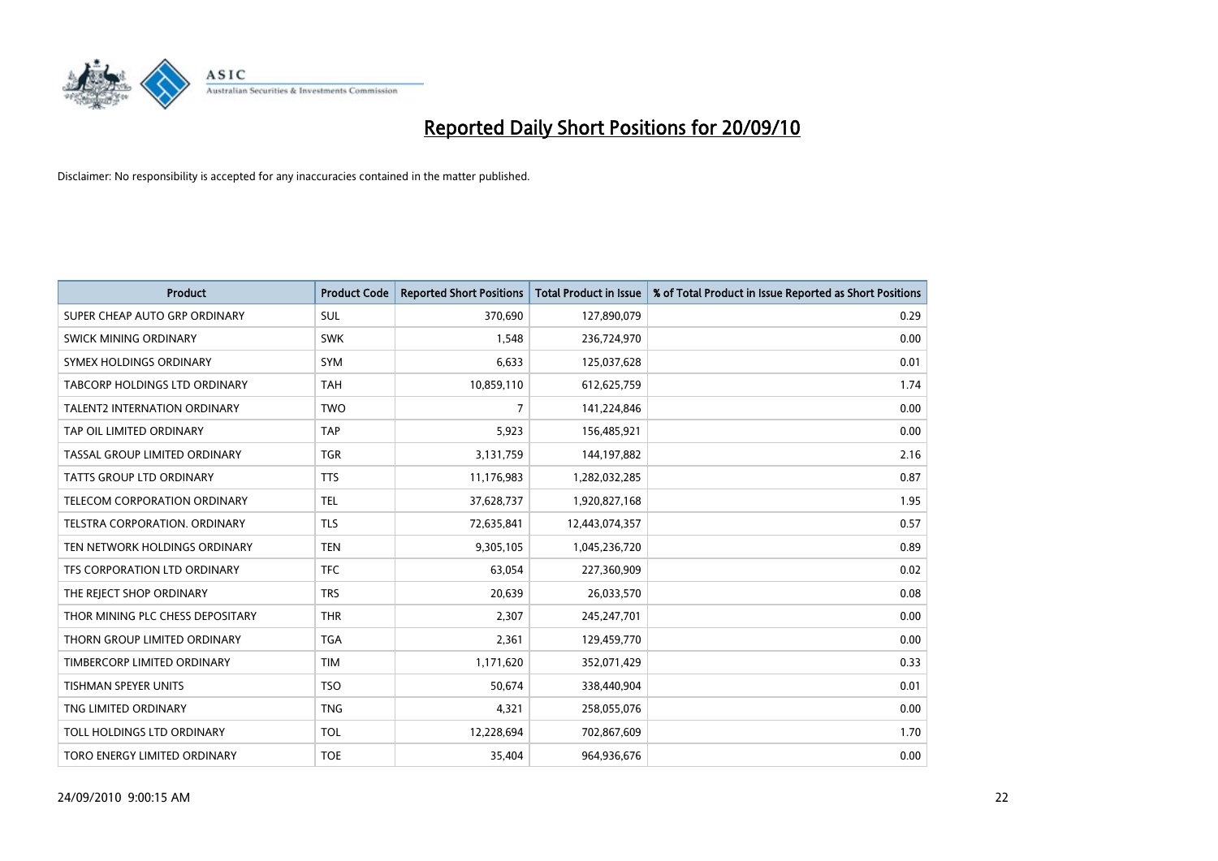# Reported Daily Short Positions for 20/09/10

Disclaimer: No responsibility is accepted for any inaccuracies contained in the matter published.

| Product | Product Code | Reported Short Positions | Total Product in Issue | % of Total Product in Issue Reported as Short Positions |
|---|---|---|---|---|
| SUPER CHEAP AUTO GRP ORDINARY | SUL | 370,690 | 127,890,079 | 0.29 |
| SWICK MINING ORDINARY | SWK | 1,548 | 236,724,970 | 0.00 |
| SYMEX HOLDINGS ORDINARY | SYM | 6,633 | 125,037,628 | 0.01 |
| TABCORP HOLDINGS LTD ORDINARY | TAH | 10,859,110 | 612,625,759 | 1.74 |
| TALENT2 INTERNATION ORDINARY | TWO | 7 | 141,224,846 | 0.00 |
| TAP OIL LIMITED ORDINARY | TAP | 5,923 | 156,485,921 | 0.00 |
| TASSAL GROUP LIMITED ORDINARY | TGR | 3,131,759 | 144,197,882 | 2.16 |
| TATTS GROUP LTD ORDINARY | TTS | 11,176,983 | 1,282,032,285 | 0.87 |
| TELECOM CORPORATION ORDINARY | TEL | 37,628,737 | 1,920,827,168 | 1.95 |
| TELSTRA CORPORATION. ORDINARY | TLS | 72,635,841 | 12,443,074,357 | 0.57 |
| TEN NETWORK HOLDINGS ORDINARY | TEN | 9,305,105 | 1,045,236,720 | 0.89 |
| TFS CORPORATION LTD ORDINARY | TFC | 63,054 | 227,360,909 | 0.02 |
| THE REJECT SHOP ORDINARY | TRS | 20,639 | 26,033,570 | 0.08 |
| THOR MINING PLC CHESS DEPOSITARY | THR | 2,307 | 245,247,701 | 0.00 |
| THORN GROUP LIMITED ORDINARY | TGA | 2,361 | 129,459,770 | 0.00 |
| TIMBERCORP LIMITED ORDINARY | TIM | 1,171,620 | 352,071,429 | 0.33 |
| TISHMAN SPEYER UNITS | TSO | 50,674 | 338,440,904 | 0.01 |
| TNG LIMITED ORDINARY | TNG | 4,321 | 258,055,076 | 0.00 |
| TOLL HOLDINGS LTD ORDINARY | TOL | 12,228,694 | 702,867,609 | 1.70 |
| TORO ENERGY LIMITED ORDINARY | TOE | 35,404 | 964,936,676 | 0.00 |

24/09/2010 9:00:15 AM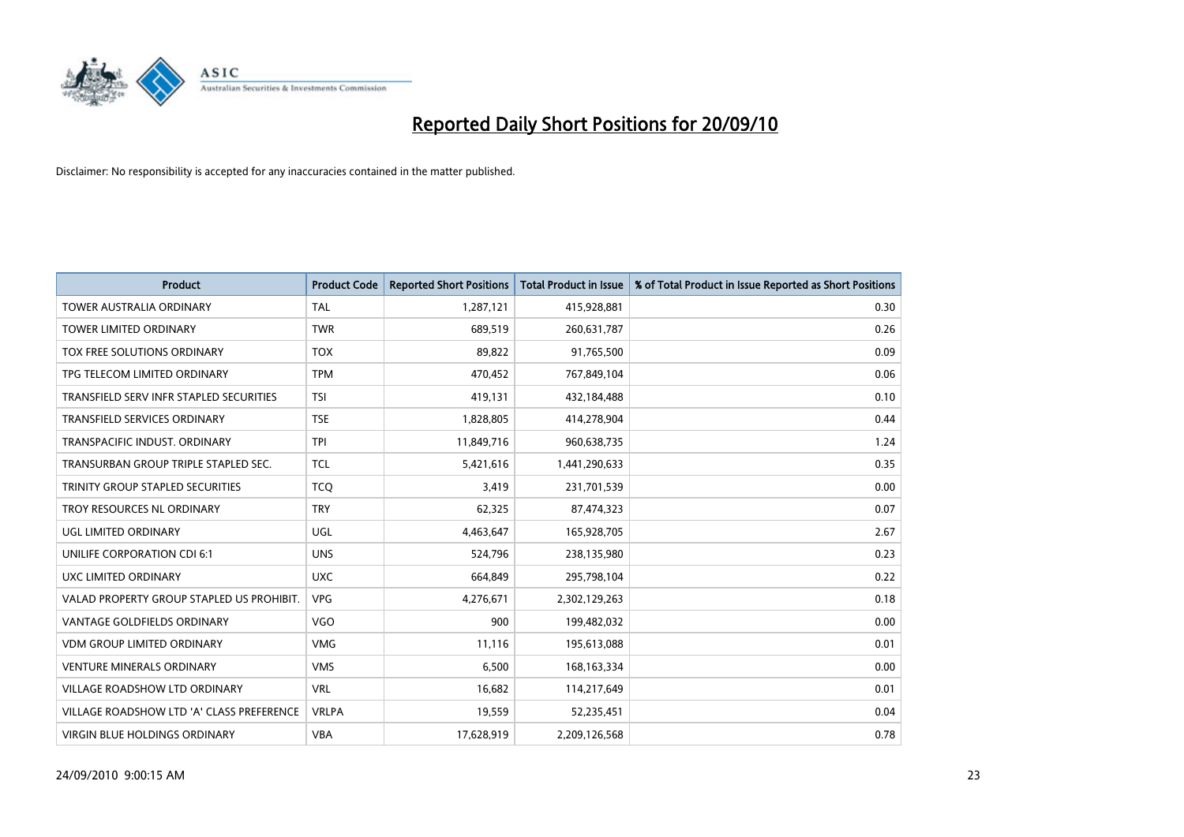# Reported Daily Short Positions for 20/09/10

Disclaimer: No responsibility is accepted for any inaccuracies contained in the matter published.

| Product | Product Code | Reported Short Positions | Total Product in Issue | % of Total Product in Issue Reported as Short Positions |
|---|---|---|---|---|
| TOWER AUSTRALIA ORDINARY | TAL | 1,287,121 | 415,928,881 | 0.30 |
| TOWER LIMITED ORDINARY | TWR | 689,519 | 260,631,787 | 0.26 |
| TOX FREE SOLUTIONS ORDINARY | TOX | 89,822 | 91,765,500 | 0.09 |
| TPG TELECOM LIMITED ORDINARY | TPM | 470,452 | 767,849,104 | 0.06 |
| TRANSFIELD SERV INFR STAPLED SECURITIES | TSI | 419,131 | 432,184,488 | 0.10 |
| TRANSFIELD SERVICES ORDINARY | TSE | 1,828,805 | 414,278,904 | 0.44 |
| TRANSPACIFIC INDUST. ORDINARY | TPI | 11,849,716 | 960,638,735 | 1.24 |
| TRANSURBAN GROUP TRIPLE STAPLED SEC. | TCL | 5,421,616 | 1,441,290,633 | 0.35 |
| TRINITY GROUP STAPLED SECURITIES | TCQ | 3,419 | 231,701,539 | 0.00 |
| TROY RESOURCES NL ORDINARY | TRY | 62,325 | 87,474,323 | 0.07 |
| UGL LIMITED ORDINARY | UGL | 4,463,647 | 165,928,705 | 2.67 |
| UNILIFE CORPORATION CDI 6:1 | UNS | 524,796 | 238,135,980 | 0.23 |
| UXC LIMITED ORDINARY | UXC | 664,849 | 295,798,104 | 0.22 |
| VALAD PROPERTY GROUP STAPLED US PROHIBIT. | VPG | 4,276,671 | 2,302,129,263 | 0.18 |
| VANTAGE GOLDFIELDS ORDINARY | VGO | 900 | 199,482,032 | 0.00 |
| VDM GROUP LIMITED ORDINARY | VMG | 11,116 | 195,613,088 | 0.01 |
| VENTURE MINERALS ORDINARY | VMS | 6,500 | 168,163,334 | 0.00 |
| VILLAGE ROADSHOW LTD ORDINARY | VRL | 16,682 | 114,217,649 | 0.01 |
| VILLAGE ROADSHOW LTD 'A' CLASS PREFERENCE | VRLPA | 19,559 | 52,235,451 | 0.04 |
| VIRGIN BLUE HOLDINGS ORDINARY | VBA | 17,628,919 | 2,209,126,568 | 0.78 |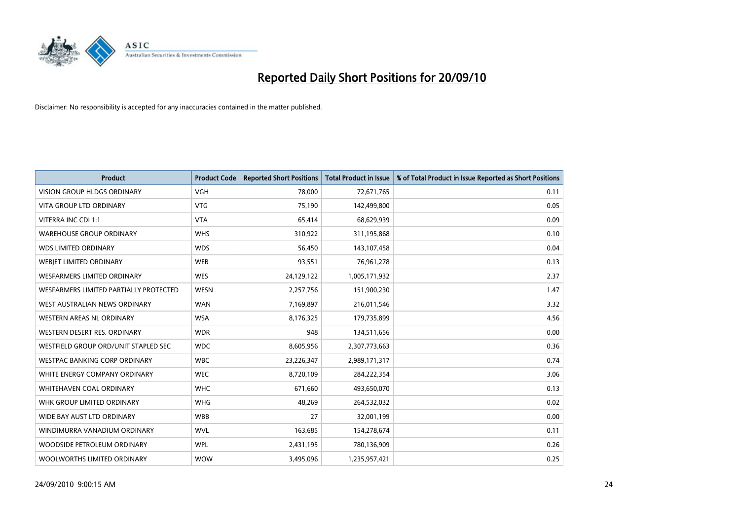# Reported Daily Short Positions for 20/09/10

Disclaimer: No responsibility is accepted for any inaccuracies contained in the matter published.

| Product | Product Code | Reported Short Positions | Total Product in Issue | % of Total Product in Issue Reported as Short Positions |
|---|---|---|---|---|
| VISION GROUP HLDGS ORDINARY | VGH | 78,000 | 72,671,765 | 0.11 |
| VITA GROUP LTD ORDINARY | VTG | 75,190 | 142,499,800 | 0.05 |
| VITERRA INC CDI 1:1 | VTA | 65,414 | 68,629,939 | 0.09 |
| WAREHOUSE GROUP ORDINARY | WHS | 310,922 | 311,195,868 | 0.10 |
| WDS LIMITED ORDINARY | WDS | 56,450 | 143,107,458 | 0.04 |
| WEBJET LIMITED ORDINARY | WEB | 93,551 | 76,961,278 | 0.13 |
| WESFARMERS LIMITED ORDINARY | WES | 24,129,122 | 1,005,171,932 | 2.37 |
| WESFARMERS LIMITED PARTIALLY PROTECTED | WESN | 2,257,756 | 151,900,230 | 1.47 |
| WEST AUSTRALIAN NEWS ORDINARY | WAN | 7,169,897 | 216,011,546 | 3.32 |
| WESTERN AREAS NL ORDINARY | WSA | 8,176,325 | 179,735,899 | 4.56 |
| WESTERN DESERT RES. ORDINARY | WDR | 948 | 134,511,656 | 0.00 |
| WESTFIELD GROUP ORD/UNIT STAPLED SEC | WDC | 8,605,956 | 2,307,773,663 | 0.36 |
| WESTPAC BANKING CORP ORDINARY | WBC | 23,226,347 | 2,989,171,317 | 0.74 |
| WHITE ENERGY COMPANY ORDINARY | WEC | 8,720,109 | 284,222,354 | 3.06 |
| WHITEHAVEN COAL ORDINARY | WHC | 671,660 | 493,650,070 | 0.13 |
| WHK GROUP LIMITED ORDINARY | WHG | 48,269 | 264,532,032 | 0.02 |
| WIDE BAY AUST LTD ORDINARY | WBB | 27 | 32,001,199 | 0.00 |
| WINDIMURRA VANADIUM ORDINARY | WVL | 163,685 | 154,278,674 | 0.11 |
| WOODSIDE PETROLEUM ORDINARY | WPL | 2,431,195 | 780,136,909 | 0.26 |
| WOOLWORTHS LIMITED ORDINARY | WOW | 3,495,096 | 1,235,957,421 | 0.25 |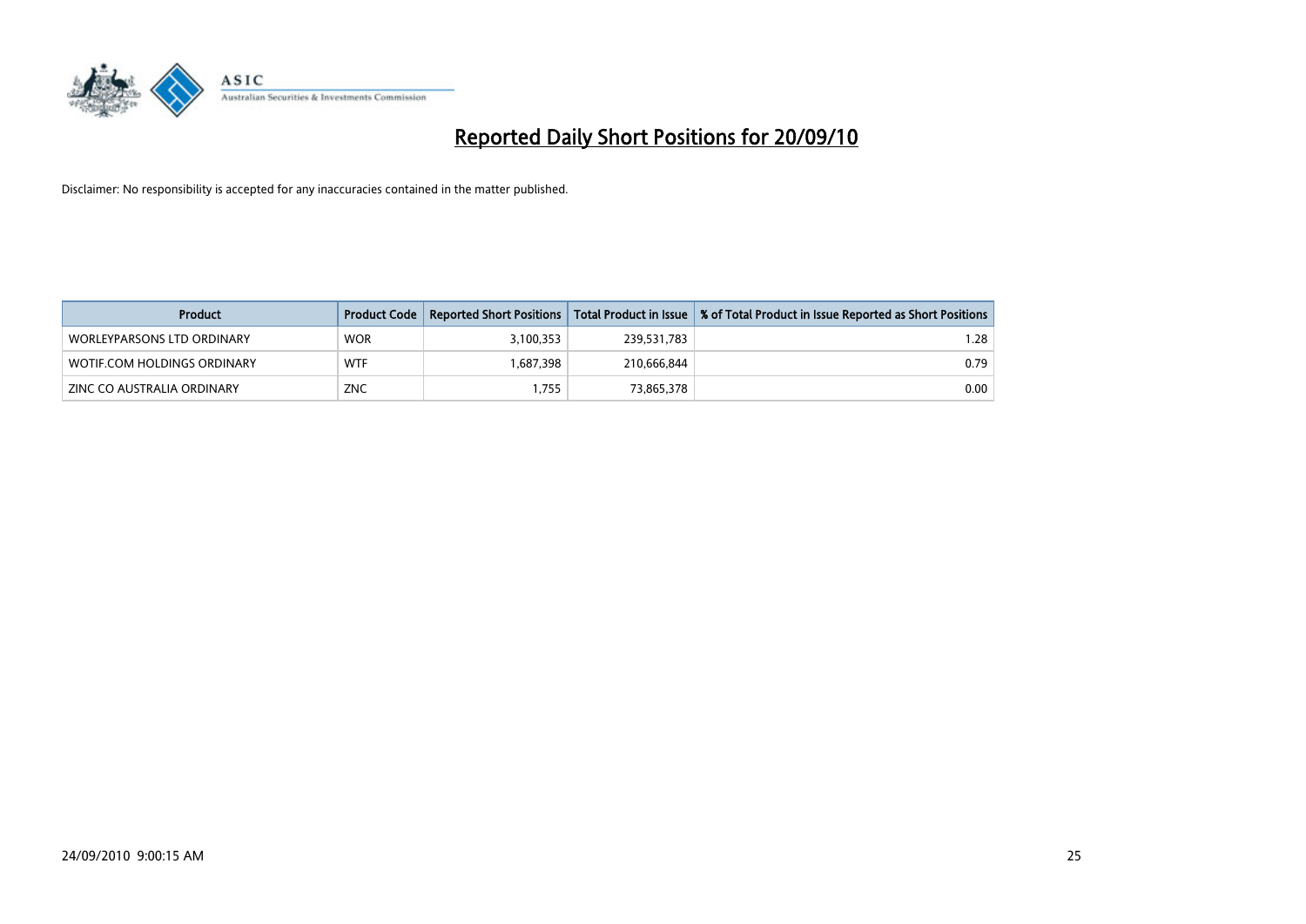# Reported Daily Short Positions for 20/09/10

Disclaimer: No responsibility is accepted for any inaccuracies contained in the matter published.

| Product | Product Code | Reported Short Positions | Total Product in Issue | % of Total Product in Issue Reported as Short Positions |
|---|---|---|---|---|
| WORLEYPARSONS LTD ORDINARY | WOR | 3,100,353 | 239,531,783 | 1.28 |
| WOTIF.COM HOLDINGS ORDINARY | WTF | 1,687,398 | 210,666,844 | 0.79 |
| ZINC CO AUSTRALIA ORDINARY | ZNC | 1,755 | 73,865,378 | 0.00 |